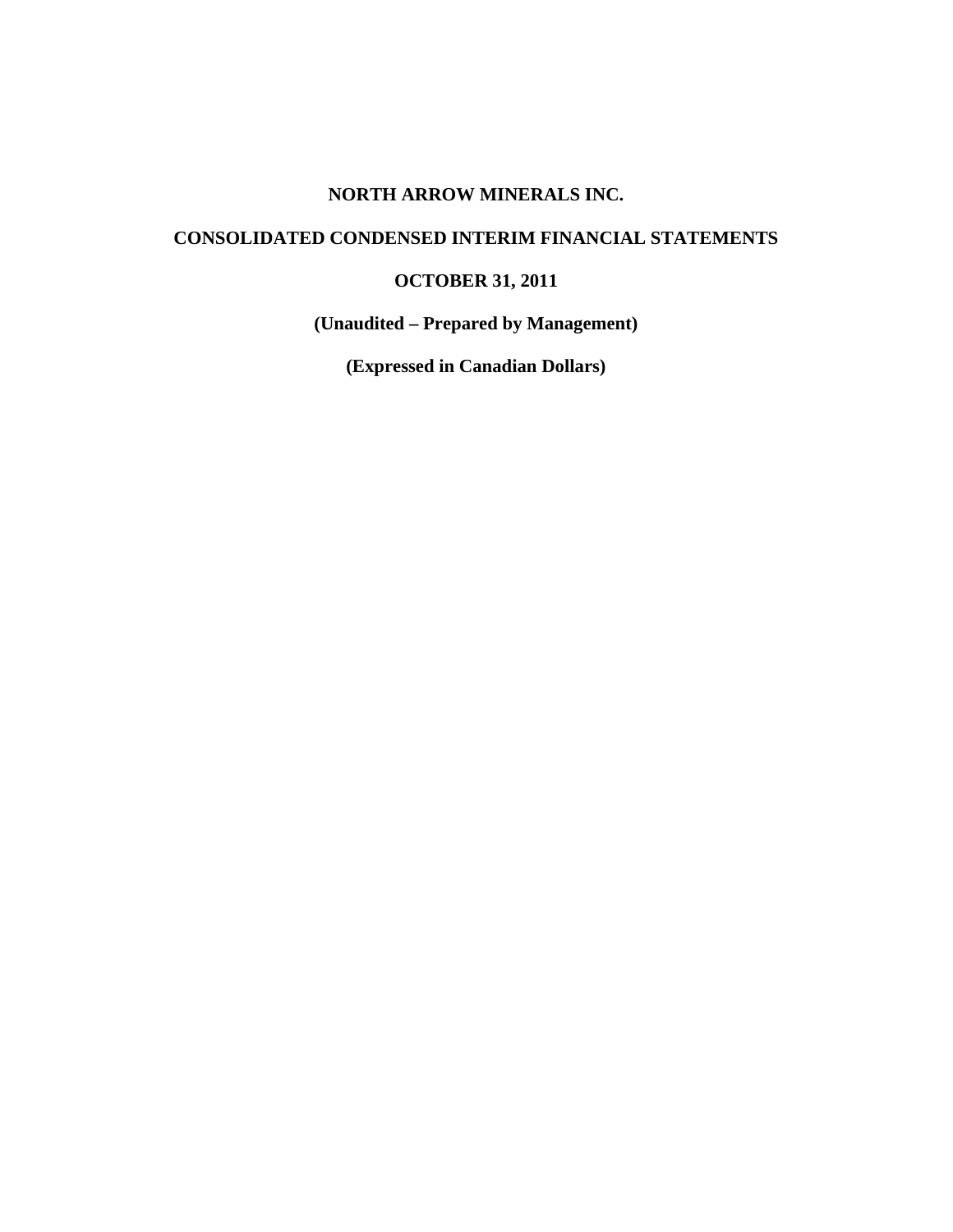# NORTH ARROW MINERALS INC.

## CONSOLIDATED CONDENSED INTERIM FINANCIAL STATEMENTS

## OCTOBER 31, 2011

**(Unaudited – Prepared by Management)**

**(Expressed in Canadian Dollars)**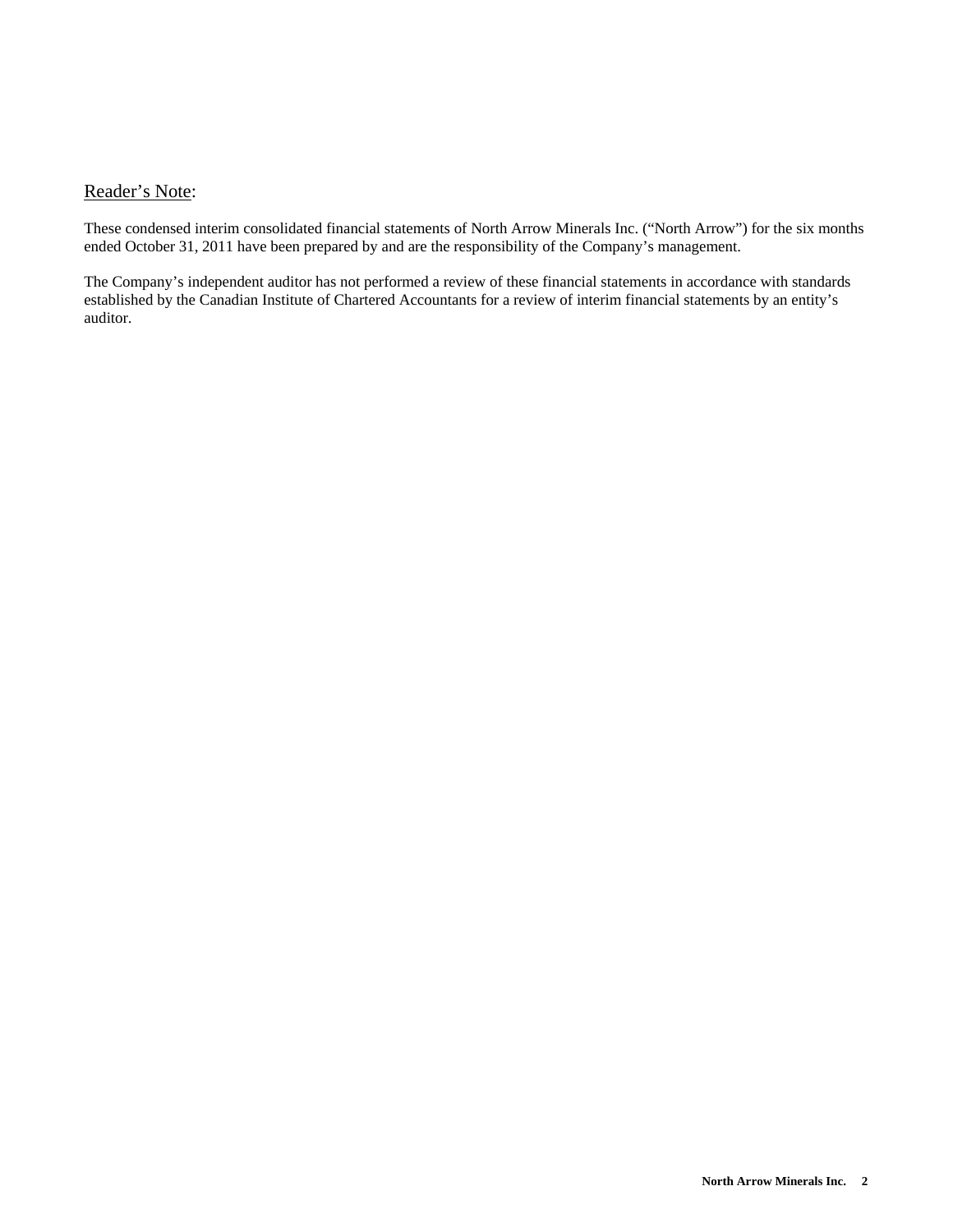Reader’s Note:

These condensed interim consolidated financial statements of North Arrow Minerals Inc. (“North Arrow”) for the six months ended October 31, 2011 have been prepared by and are the responsibility of the Company’s management.

The Company’s independent auditor has not performed a review of these financial statements in accordance with standards established by the Canadian Institute of Chartered Accountants for a review of interim financial statements by an entity’s auditor.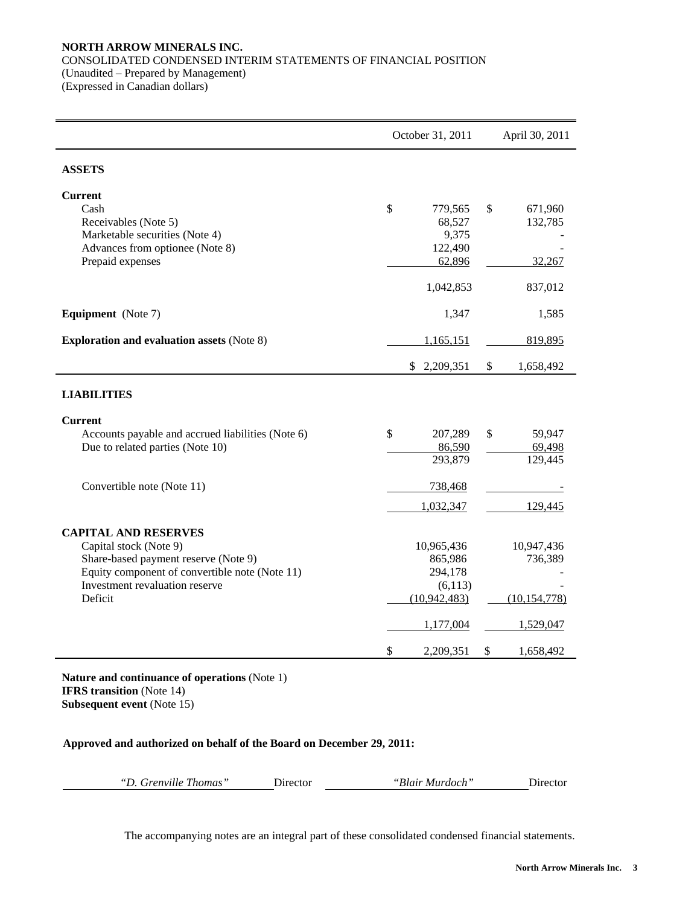**NORTH ARROW MINERALS INC.**
CONSOLIDATED CONDENSED INTERIM STATEMENTS OF FINANCIAL POSITION
(Unaudited – Prepared by Management)
(Expressed in Canadian dollars)

| | October 31, 2011 | April 30, 2011 |
|---|---|---|
| **ASSETS** | | |
| **Current** | | |
| Cash | $ 779,565 | $ 671,960 |
| Receivables (Note 5) | 68,527 | 132,785 |
| Marketable securities (Note 4) | 9,375 | - |
| Advances from optionee (Note 8) | 122,490 | - |
| Prepaid expenses | 62,896 | 32,267 |
| | 1,042,853 | 837,012 |
| **Equipment** (Note 7) | 1,347 | 1,585 |
| **Exploration and evaluation assets** (Note 8) | 1,165,151 | 819,895 |
| | $ 2,209,351 | $ 1,658,492 |
| **LIABILITIES** | | |
| **Current** | | |
| Accounts payable and accrued liabilities (Note 6) | $ 207,289 | $ 59,947 |
| Due to related parties (Note 10) | 86,590 | 69,498 |
| | 293,879 | 129,445 |
| Convertible note (Note 11) | 738,468 | - |
| | 1,032,347 | 129,445 |
| **CAPITAL AND RESERVES** | | |
| Capital stock (Note 9) | 10,965,436 | 10,947,436 |
| Share-based payment reserve (Note 9) | 865,986 | 736,389 |
| Equity component of convertible note (Note 11) | 294,178 | - |
| Investment revaluation reserve | (6,113) | - |
| Deficit | (10,942,483) | (10,154,778) |
| | 1,177,004 | 1,529,047 |
| | $ 2,209,351 | $ 1,658,492 |

**Nature and continuance of operations** (Note 1)
**IFRS transition** (Note 14)
**Subsequent event** (Note 15)

**Approved and authorized on behalf of the Board on December 29, 2011:**

*"D. Grenville Thomas"* Director     *"Blair Murdoch"* Director

The accompanying notes are an integral part of these consolidated condensed financial statements.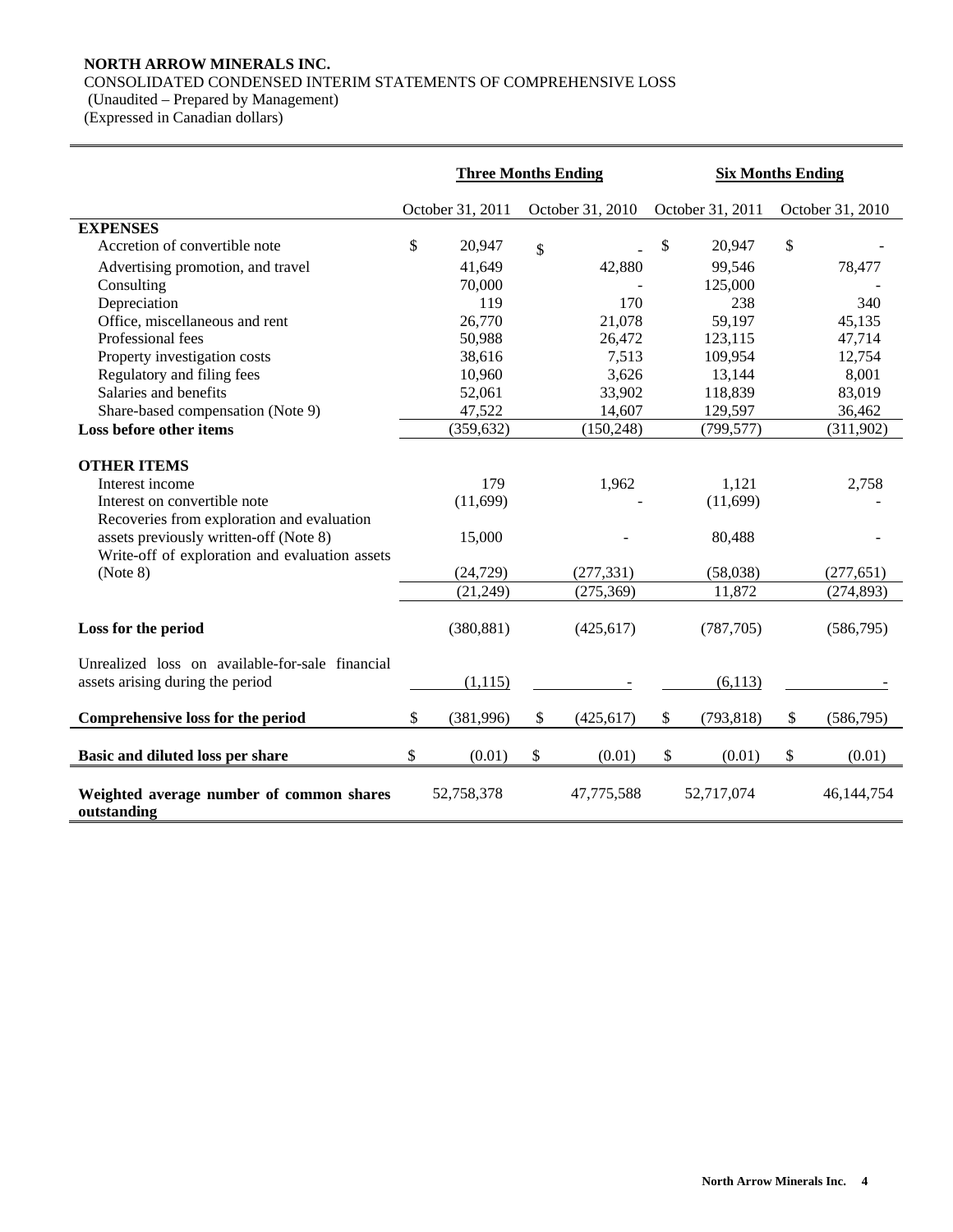**NORTH ARROW MINERALS INC.**
CONSOLIDATED CONDENSED INTERIM STATEMENTS OF COMPREHENSIVE LOSS
(Unaudited – Prepared by Management)
(Expressed in Canadian dollars)

| | Three Months Ending | | Six Months Ending | |
|---|---|---|---|---|
| | October 31, 2011 | October 31, 2010 | October 31, 2011 | October 31, 2010 |
| **EXPENSES** | | | | |
| Accretion of convertible note | $ 20,947 | $ - | $ 20,947 | $ - |
| Advertising promotion, and travel | 41,649 | 42,880 | 99,546 | 78,477 |
| Consulting | 70,000 | - | 125,000 | - |
| Depreciation | 119 | 170 | 238 | 340 |
| Office, miscellaneous and rent | 26,770 | 21,078 | 59,197 | 45,135 |
| Professional fees | 50,988 | 26,472 | 123,115 | 47,714 |
| Property investigation costs | 38,616 | 7,513 | 109,954 | 12,754 |
| Regulatory and filing fees | 10,960 | 3,626 | 13,144 | 8,001 |
| Salaries and benefits | 52,061 | 33,902 | 118,839 | 83,019 |
| Share-based compensation (Note 9) | 47,522 | 14,607 | 129,597 | 36,462 |
| **Loss before other items** | (359,632) | (150,248) | (799,577) | (311,902) |
| **OTHER ITEMS** | | | | |
| Interest income | 179 | 1,962 | 1,121 | 2,758 |
| Interest on convertible note | (11,699) | - | (11,699) | - |
| Recoveries from exploration and evaluation assets previously written-off (Note 8) | 15,000 | - | 80,488 | - |
| Write-off of exploration and evaluation assets (Note 8) | (24,729) | (277,331) | (58,038) | (277,651) |
| | (21,249) | (275,369) | 11,872 | (274,893) |
| **Loss for the period** | (380,881) | (425,617) | (787,705) | (586,795) |
| Unrealized loss on available-for-sale financial assets arising during the period | (1,115) | - | (6,113) | - |
| **Comprehensive loss for the period** | $ (381,996) | $ (425,617) | $ (793,818) | $ (586,795) |
| **Basic and diluted loss per share** | $ (0.01) | $ (0.01) | $ (0.01) | $ (0.01) |
| **Weighted average number of common shares outstanding** | 52,758,378 | 47,775,588 | 52,717,074 | 46,144,754 |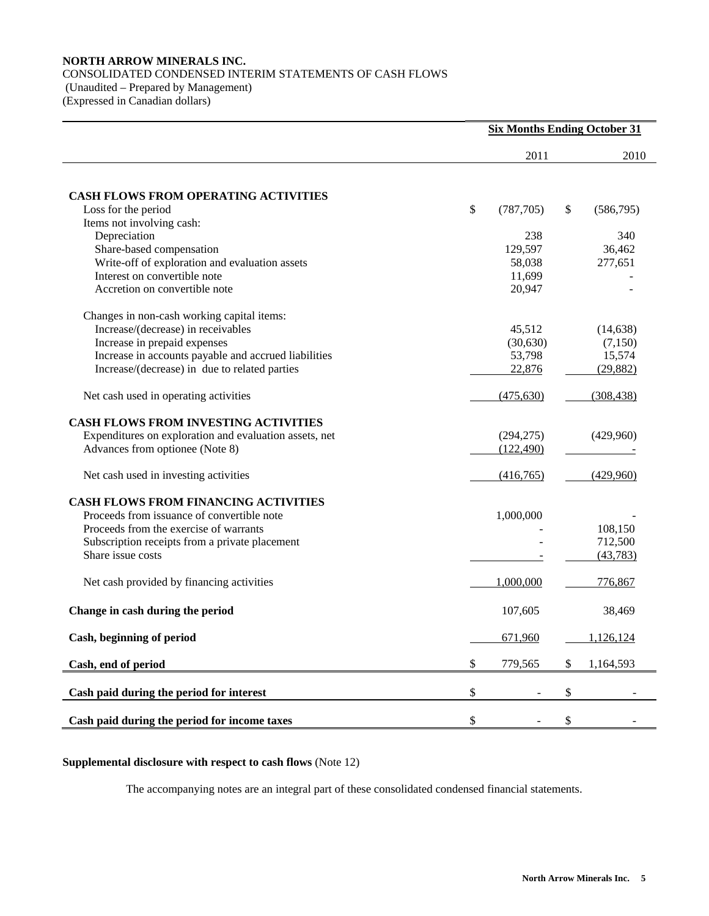**NORTH ARROW MINERALS INC.**
CONSOLIDATED CONDENSED INTERIM STATEMENTS OF CASH FLOWS
(Unaudited – Prepared by Management)
(Expressed in Canadian dollars)

| | **Six Months Ending October 31** | |
|---|---|---|
| | 2011 | 2010 |
| **CASH FLOWS FROM OPERATING ACTIVITIES** | | |
| Loss for the period | $ (787,705) | $ (586,795) |
| Items not involving cash: | | |
| Depreciation | 238 | 340 |
| Share-based compensation | 129,597 | 36,462 |
| Write-off of exploration and evaluation assets | 58,038 | 277,651 |
| Interest on convertible note | 11,699 | - |
| Accretion on convertible note | 20,947 | - |
| Changes in non-cash working capital items: | | |
| Increase/(decrease) in receivables | 45,512 | (14,638) |
| Increase in prepaid expenses | (30,630) | (7,150) |
| Increase in accounts payable and accrued liabilities | 53,798 | 15,574 |
| Increase/(decrease) in due to related parties | 22,876 | (29,882) |
| Net cash used in operating activities | (475,630) | (308,438) |
| **CASH FLOWS FROM INVESTING ACTIVITIES** | | |
| Expenditures on exploration and evaluation assets, net | (294,275) | (429,960) |
| Advances from optionee (Note 8) | (122,490) | - |
| Net cash used in investing activities | (416,765) | (429,960) |
| **CASH FLOWS FROM FINANCING ACTIVITIES** | | |
| Proceeds from issuance of convertible note | 1,000,000 | - |
| Proceeds from the exercise of warrants | - | 108,150 |
| Subscription receipts from a private placement | - | 712,500 |
| Share issue costs | - | (43,783) |
| Net cash provided by financing activities | 1,000,000 | 776,867 |
| **Change in cash during the period** | 107,605 | 38,469 |
| **Cash, beginning of period** | 671,960 | 1,126,124 |
| **Cash, end of period** | $ 779,565 | $ 1,164,593 |
| **Cash paid during the period for interest** | $ - | $ - |
| **Cash paid during the period for income taxes** | $ - | $ - |

**Supplemental disclosure with respect to cash flows** (Note 12)

The accompanying notes are an integral part of these consolidated condensed financial statements.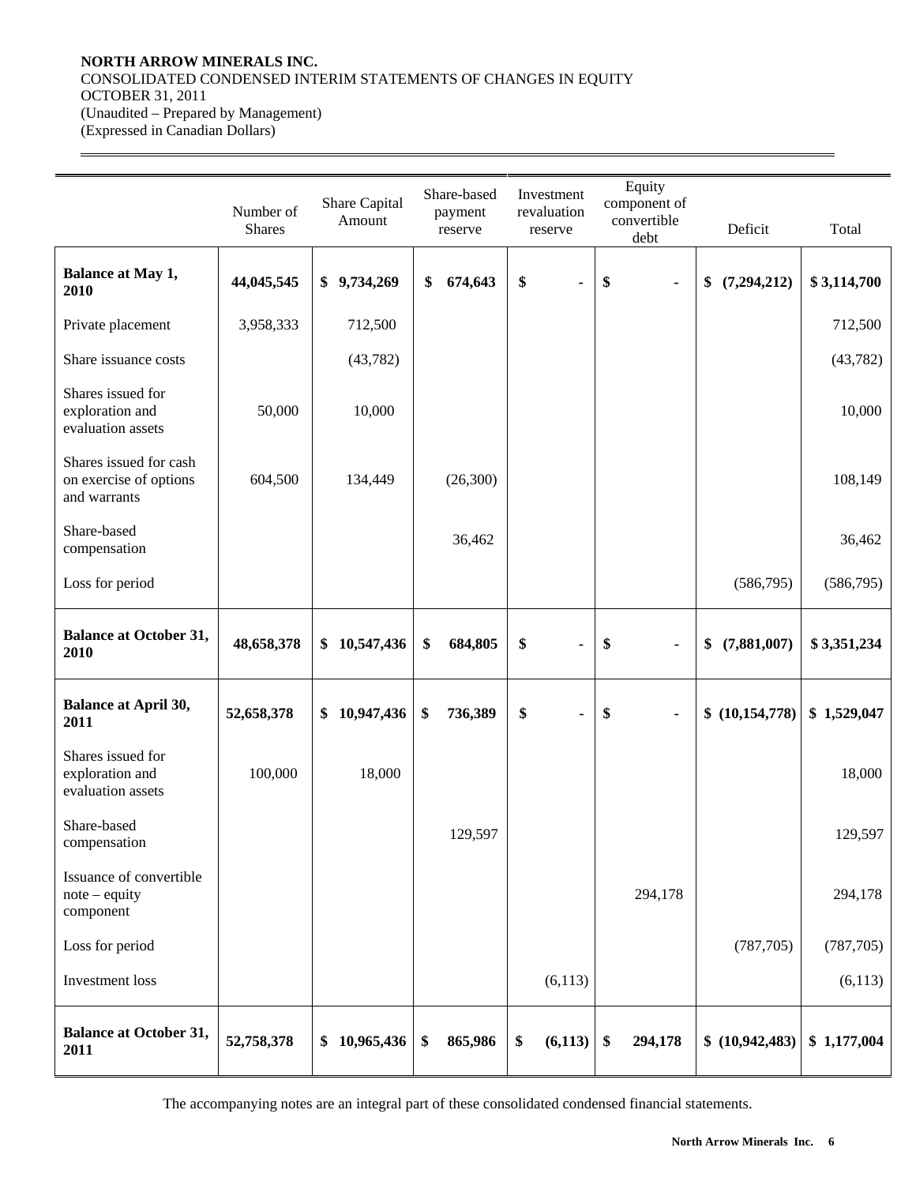**NORTH ARROW MINERALS INC.**
CONSOLIDATED CONDENSED INTERIM STATEMENTS OF CHANGES IN EQUITY
OCTOBER 31, 2011
(Unaudited – Prepared by Management)
(Expressed in Canadian Dollars)

| | Number of Shares | Share Capital Amount | Share-based payment reserve | Investment revaluation reserve | Equity component of convertible debt | Deficit | Total |
|---|---|---|---|---|---|---|---|
| **Balance at May 1, 2010** | **44,045,545** | **$ 9,734,269** | **$ 674,643** | **$ -** | **$ -** | **$ (7,294,212)** | **$ 3,114,700** |
| Private placement | 3,958,333 | 712,500 | | | | | 712,500 |
| Share issuance costs | | (43,782) | | | | | (43,782) |
| Shares issued for exploration and evaluation assets | 50,000 | 10,000 | | | | | 10,000 |
| Shares issued for cash on exercise of options and warrants | 604,500 | 134,449 | (26,300) | | | | 108,149 |
| Share-based compensation | | | 36,462 | | | | 36,462 |
| Loss for period | | | | | | (586,795) | (586,795) |
| **Balance at October 31, 2010** | **48,658,378** | **$ 10,547,436** | **$ 684,805** | **$ -** | **$ -** | **$ (7,881,007)** | **$ 3,351,234** |
| **Balance at April 30, 2011** | **52,658,378** | **$ 10,947,436** | **$ 736,389** | **$ -** | **$ -** | **$ (10,154,778)** | **$ 1,529,047** |
| Shares issued for exploration and evaluation assets | 100,000 | 18,000 | | | | | 18,000 |
| Share-based compensation | | | 129,597 | | | | 129,597 |
| Issuance of convertible note – equity component | | | | | 294,178 | | 294,178 |
| Loss for period | | | | | | (787,705) | (787,705) |
| Investment loss | | | | (6,113) | | | (6,113) |
| **Balance at October 31, 2011** | **52,758,378** | **$ 10,965,436** | **$ 865,986** | **$ (6,113)** | **$ 294,178** | **$ (10,942,483)** | **$ 1,177,004** |

The accompanying notes are an integral part of these consolidated condensed financial statements.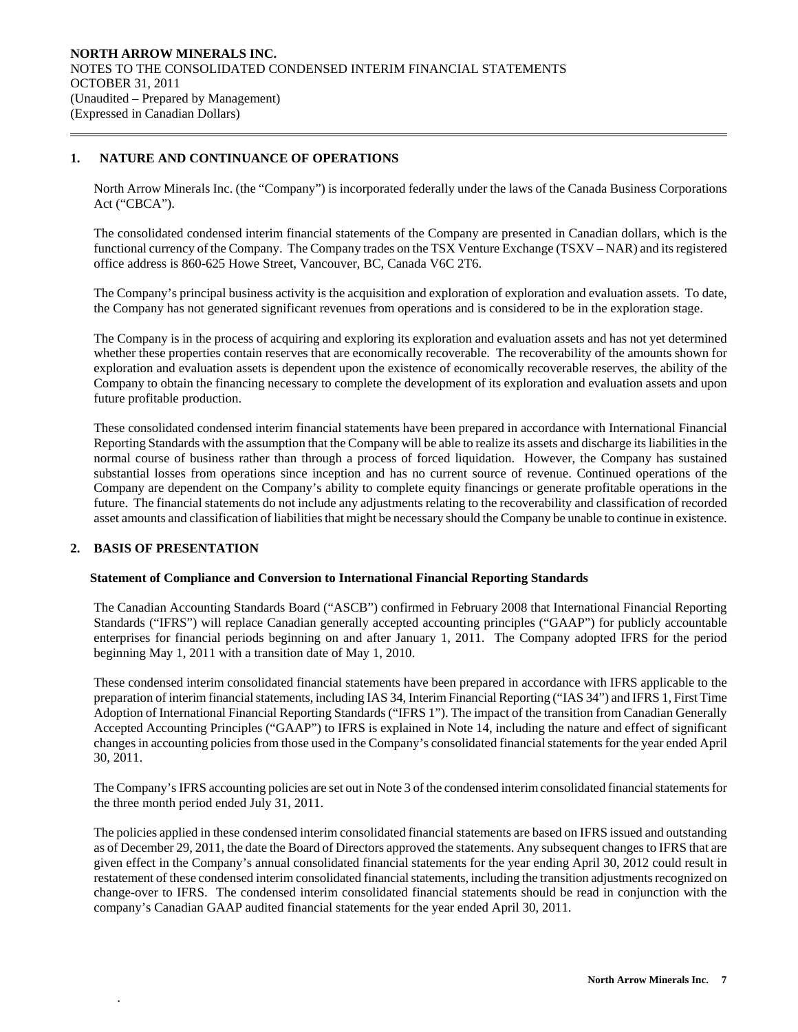**NORTH ARROW MINERALS INC.**
NOTES TO THE CONSOLIDATED CONDENSED INTERIM FINANCIAL STATEMENTS
OCTOBER 31, 2011
(Unaudited – Prepared by Management)
(Expressed in Canadian Dollars)

## 1. NATURE AND CONTINUANCE OF OPERATIONS

North Arrow Minerals Inc. (the "Company") is incorporated federally under the laws of the Canada Business Corporations Act ("CBCA").

The consolidated condensed interim financial statements of the Company are presented in Canadian dollars, which is the functional currency of the Company. The Company trades on the TSX Venture Exchange (TSXV – NAR) and its registered office address is 860-625 Howe Street, Vancouver, BC, Canada V6C 2T6.

The Company's principal business activity is the acquisition and exploration of exploration and evaluation assets. To date, the Company has not generated significant revenues from operations and is considered to be in the exploration stage.

The Company is in the process of acquiring and exploring its exploration and evaluation assets and has not yet determined whether these properties contain reserves that are economically recoverable. The recoverability of the amounts shown for exploration and evaluation assets is dependent upon the existence of economically recoverable reserves, the ability of the Company to obtain the financing necessary to complete the development of its exploration and evaluation assets and upon future profitable production.

These consolidated condensed interim financial statements have been prepared in accordance with International Financial Reporting Standards with the assumption that the Company will be able to realize its assets and discharge its liabilities in the normal course of business rather than through a process of forced liquidation. However, the Company has sustained substantial losses from operations since inception and has no current source of revenue. Continued operations of the Company are dependent on the Company's ability to complete equity financings or generate profitable operations in the future. The financial statements do not include any adjustments relating to the recoverability and classification of recorded asset amounts and classification of liabilities that might be necessary should the Company be unable to continue in existence.

## 2. BASIS OF PRESENTATION

### Statement of Compliance and Conversion to International Financial Reporting Standards

The Canadian Accounting Standards Board ("ASCB") confirmed in February 2008 that International Financial Reporting Standards ("IFRS") will replace Canadian generally accepted accounting principles ("GAAP") for publicly accountable enterprises for financial periods beginning on and after January 1, 2011. The Company adopted IFRS for the period beginning May 1, 2011 with a transition date of May 1, 2010.

These condensed interim consolidated financial statements have been prepared in accordance with IFRS applicable to the preparation of interim financial statements, including IAS 34, Interim Financial Reporting ("IAS 34") and IFRS 1, First Time Adoption of International Financial Reporting Standards ("IFRS 1"). The impact of the transition from Canadian Generally Accepted Accounting Principles ("GAAP") to IFRS is explained in Note 14, including the nature and effect of significant changes in accounting policies from those used in the Company's consolidated financial statements for the year ended April 30, 2011.

The Company's IFRS accounting policies are set out in Note 3 of the condensed interim consolidated financial statements for the three month period ended July 31, 2011.

The policies applied in these condensed interim consolidated financial statements are based on IFRS issued and outstanding as of December 29, 2011, the date the Board of Directors approved the statements. Any subsequent changes to IFRS that are given effect in the Company's annual consolidated financial statements for the year ending April 30, 2012 could result in restatement of these condensed interim consolidated financial statements, including the transition adjustments recognized on change-over to IFRS. The condensed interim consolidated financial statements should be read in conjunction with the company's Canadian GAAP audited financial statements for the year ended April 30, 2011.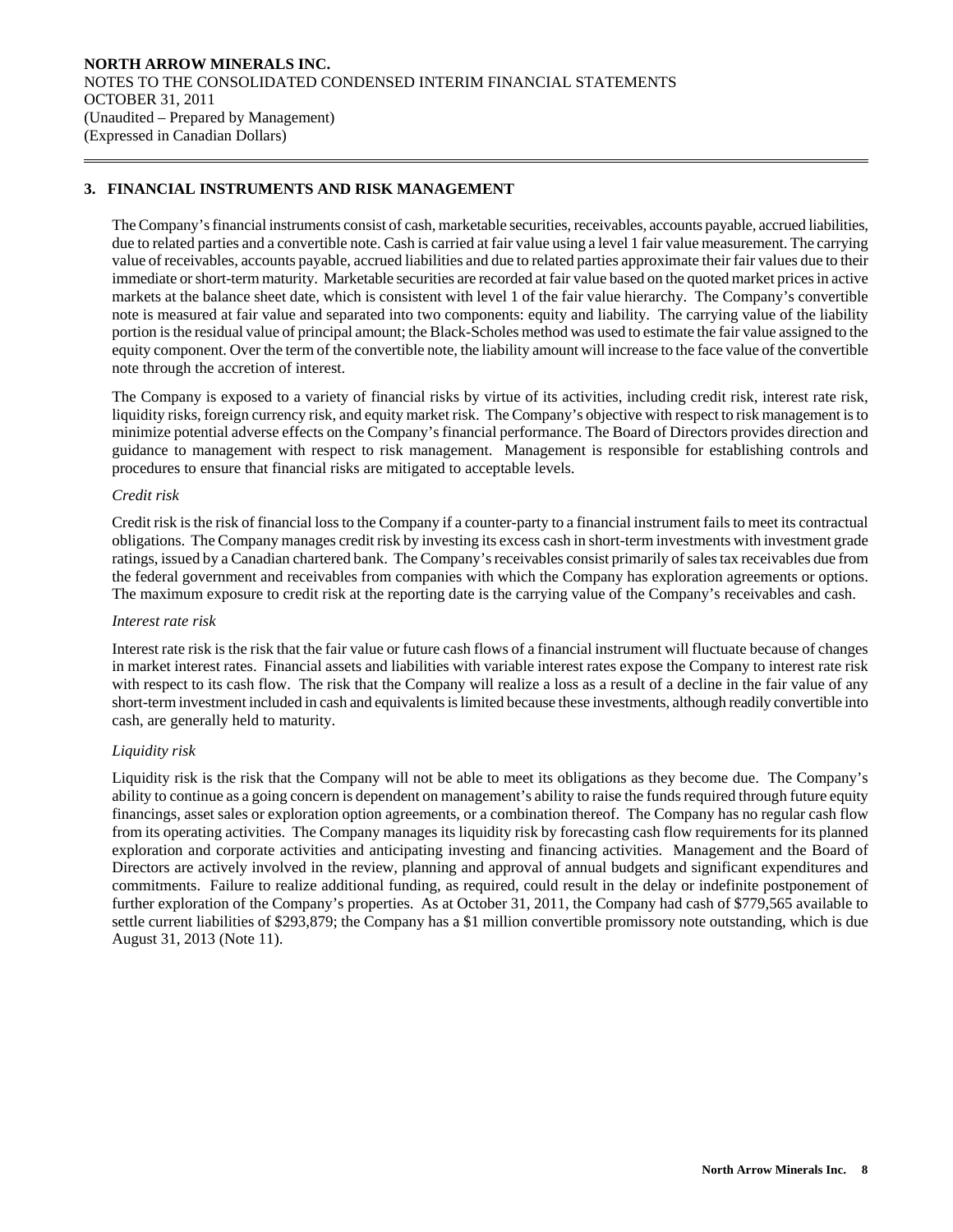## 3. FINANCIAL INSTRUMENTS AND RISK MANAGEMENT

The Company's financial instruments consist of cash, marketable securities, receivables, accounts payable, accrued liabilities, due to related parties and a convertible note. Cash is carried at fair value using a level 1 fair value measurement. The carrying value of receivables, accounts payable, accrued liabilities and due to related parties approximate their fair values due to their immediate or short-term maturity. Marketable securities are recorded at fair value based on the quoted market prices in active markets at the balance sheet date, which is consistent with level 1 of the fair value hierarchy. The Company's convertible note is measured at fair value and separated into two components: equity and liability. The carrying value of the liability portion is the residual value of principal amount; the Black-Scholes method was used to estimate the fair value assigned to the equity component. Over the term of the convertible note, the liability amount will increase to the face value of the convertible note through the accretion of interest.

The Company is exposed to a variety of financial risks by virtue of its activities, including credit risk, interest rate risk, liquidity risks, foreign currency risk, and equity market risk. The Company's objective with respect to risk management is to minimize potential adverse effects on the Company's financial performance. The Board of Directors provides direction and guidance to management with respect to risk management. Management is responsible for establishing controls and procedures to ensure that financial risks are mitigated to acceptable levels.

*Credit risk*

Credit risk is the risk of financial loss to the Company if a counter-party to a financial instrument fails to meet its contractual obligations. The Company manages credit risk by investing its excess cash in short-term investments with investment grade ratings, issued by a Canadian chartered bank. The Company's receivables consist primarily of sales tax receivables due from the federal government and receivables from companies with which the Company has exploration agreements or options. The maximum exposure to credit risk at the reporting date is the carrying value of the Company's receivables and cash.

*Interest rate risk*

Interest rate risk is the risk that the fair value or future cash flows of a financial instrument will fluctuate because of changes in market interest rates. Financial assets and liabilities with variable interest rates expose the Company to interest rate risk with respect to its cash flow. The risk that the Company will realize a loss as a result of a decline in the fair value of any short-term investment included in cash and equivalents is limited because these investments, although readily convertible into cash, are generally held to maturity.

*Liquidity risk*

Liquidity risk is the risk that the Company will not be able to meet its obligations as they become due. The Company's ability to continue as a going concern is dependent on management's ability to raise the funds required through future equity financings, asset sales or exploration option agreements, or a combination thereof. The Company has no regular cash flow from its operating activities. The Company manages its liquidity risk by forecasting cash flow requirements for its planned exploration and corporate activities and anticipating investing and financing activities. Management and the Board of Directors are actively involved in the review, planning and approval of annual budgets and significant expenditures and commitments. Failure to realize additional funding, as required, could result in the delay or indefinite postponement of further exploration of the Company's properties. As at October 31, 2011, the Company had cash of $779,565 available to settle current liabilities of $293,879; the Company has a $1 million convertible promissory note outstanding, which is due August 31, 2013 (Note 11).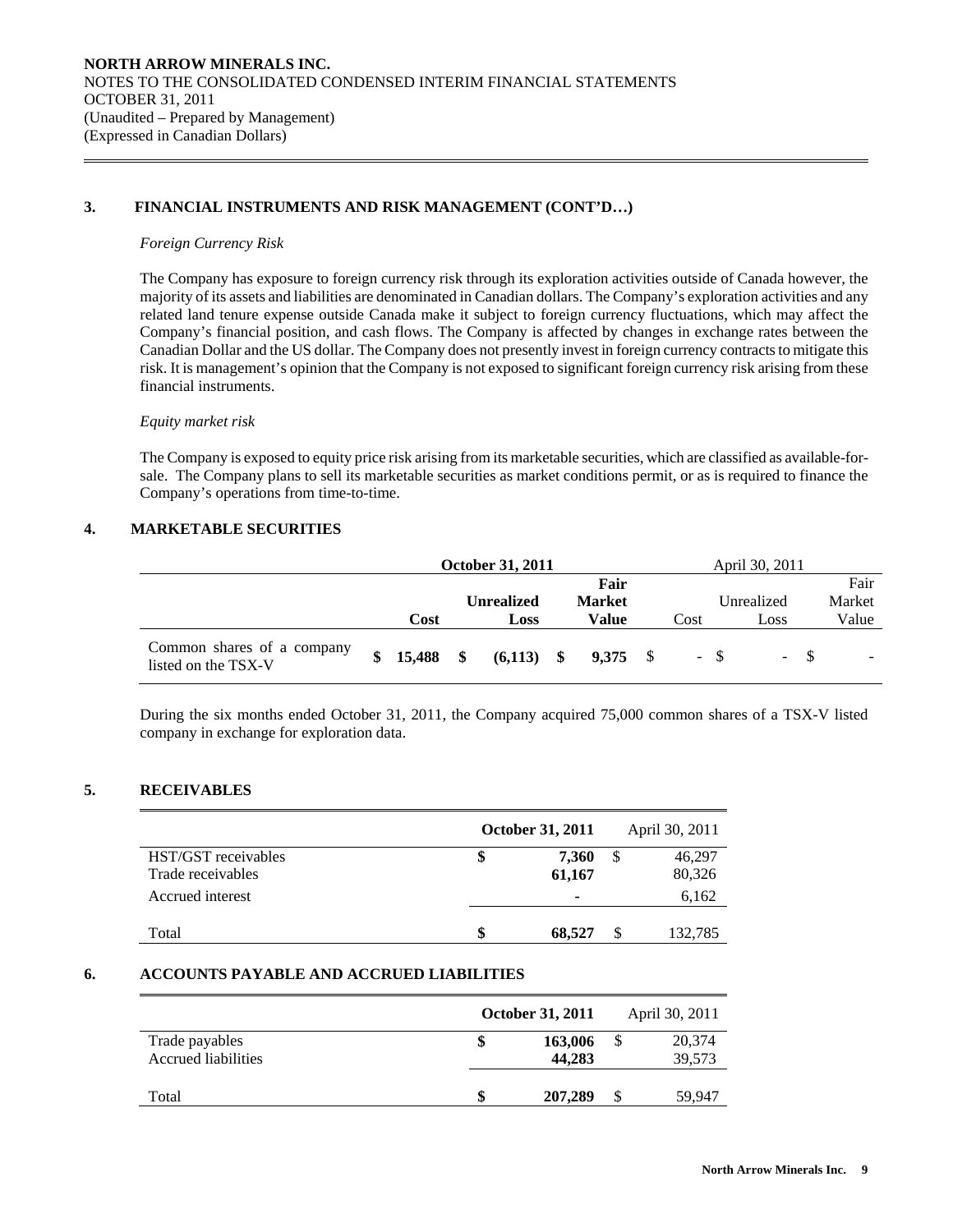**NORTH ARROW MINERALS INC.**
NOTES TO THE CONSOLIDATED CONDENSED INTERIM FINANCIAL STATEMENTS
OCTOBER 31, 2011
(Unaudited – Prepared by Management)
(Expressed in Canadian Dollars)

## 3. FINANCIAL INSTRUMENTS AND RISK MANAGEMENT (CONT'D…)

*Foreign Currency Risk*

The Company has exposure to foreign currency risk through its exploration activities outside of Canada however, the majority of its assets and liabilities are denominated in Canadian dollars. The Company's exploration activities and any related land tenure expense outside Canada make it subject to foreign currency fluctuations, which may affect the Company's financial position, and cash flows. The Company is affected by changes in exchange rates between the Canadian Dollar and the US dollar. The Company does not presently invest in foreign currency contracts to mitigate this risk. It is management's opinion that the Company is not exposed to significant foreign currency risk arising from these financial instruments.

*Equity market risk*

The Company is exposed to equity price risk arising from its marketable securities, which are classified as available-for-sale. The Company plans to sell its marketable securities as market conditions permit, or as is required to finance the Company's operations from time-to-time.

## 4. MARKETABLE SECURITIES

| | **October 31, 2011** | | | April 30, 2011 | | |
|---|---|---|---|---|---|---|
| | **Cost** | **Unrealized Loss** | **Fair Market Value** | Cost | Unrealized Loss | Fair Market Value |
| Common shares of a company listed on the TSX-V | **$ 15,488** | **$ (6,113)** | **$ 9,375** | $ - | $ - | $ - |

During the six months ended October 31, 2011, the Company acquired 75,000 common shares of a TSX-V listed company in exchange for exploration data.

## 5. RECEIVABLES

| | **October 31, 2011** | April 30, 2011 |
|---|---|---|
| HST/GST receivables | **$ 7,360** | $ 46,297 |
| Trade receivables | **61,167** | 80,326 |
| Accrued interest | **-** | 6,162 |
| Total | **$ 68,527** | $ 132,785 |

## 6. ACCOUNTS PAYABLE AND ACCRUED LIABILITIES

| | **October 31, 2011** | April 30, 2011 |
|---|---|---|
| Trade payables | **$ 163,006** | $ 20,374 |
| Accrued liabilities | **44,283** | 39,573 |
| Total | **$ 207,289** | $ 59,947 |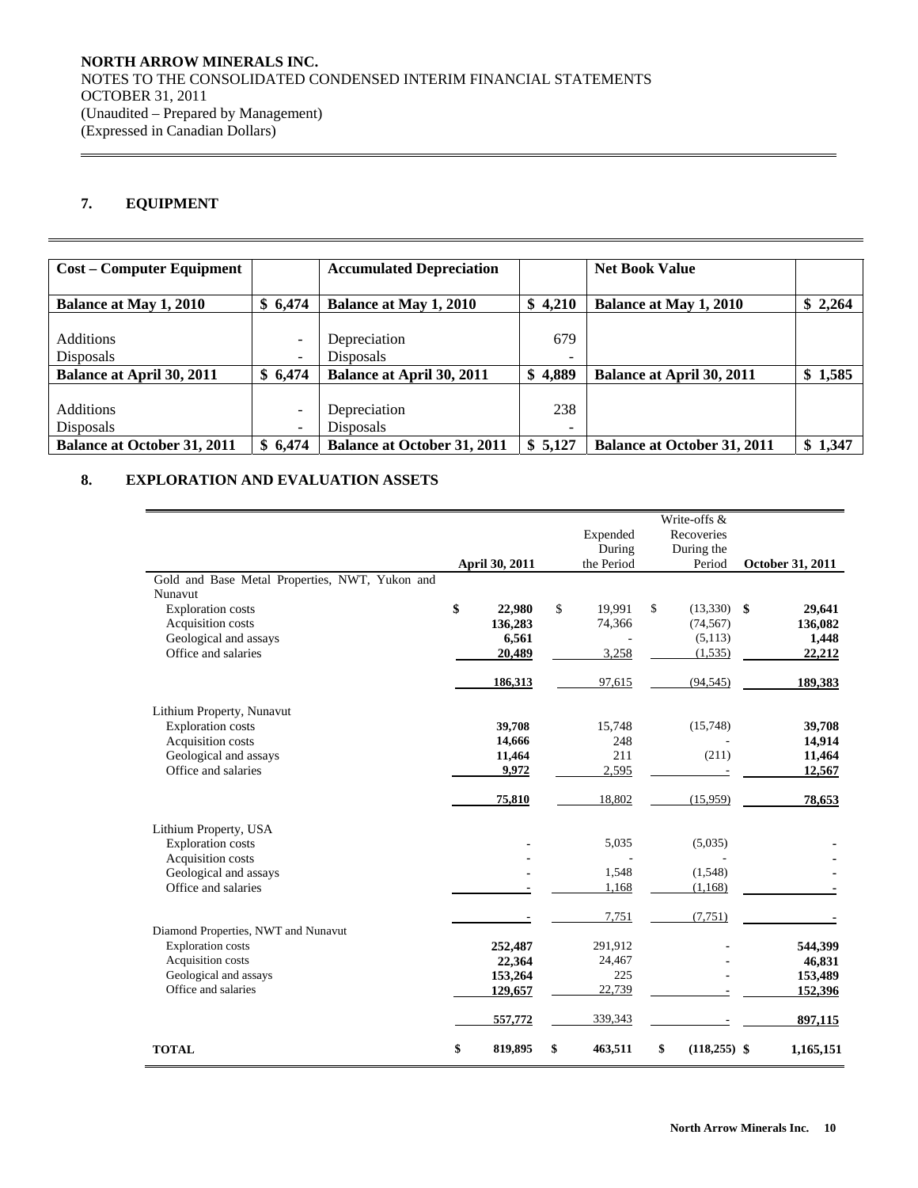NORTH ARROW MINERALS INC.
NOTES TO THE CONSOLIDATED CONDENSED INTERIM FINANCIAL STATEMENTS
OCTOBER 31, 2011
(Unaudited – Prepared by Management)
(Expressed in Canadian Dollars)

## 7. EQUIPMENT

| **Cost – Computer Equipment** | | **Accumulated Depreciation** | | **Net Book Value** | |
|---|---|---|---|---|---|
| **Balance at May 1, 2010** | **$ 6,474** | **Balance at May 1, 2010** | **$ 4,210** | **Balance at May 1, 2010** | **$ 2,264** |
| Additions | - | Depreciation | 679 | | |
| Disposals | - | Disposals | - | | |
| **Balance at April 30, 2011** | **$ 6,474** | **Balance at April 30, 2011** | **$ 4,889** | **Balance at April 30, 2011** | **$ 1,585** |
| Additions | - | Depreciation | 238 | | |
| Disposals | - | Disposals | - | | |
| **Balance at October 31, 2011** | **$ 6,474** | **Balance at October 31, 2011** | **$ 5,127** | **Balance at October 31, 2011** | **$ 1,347** |

## 8. EXPLORATION AND EVALUATION ASSETS

| | April 30, 2011 | Expended During the Period | Write-offs & Recoveries During the Period | October 31, 2011 |
|---|---|---|---|---|
| Gold and Base Metal Properties, NWT, Yukon and Nunavut | | | | |
| Exploration costs | $ 22,980 | $ 19,991 | $ (13,330) | $ 29,641 |
| Acquisition costs | 136,283 | 74,366 | (74,567) | 136,082 |
| Geological and assays | 6,561 | - | (5,113) | 1,448 |
| Office and salaries | 20,489 | 3,258 | (1,535) | 22,212 |
| | 186,313 | 97,615 | (94,545) | 189,383 |
| Lithium Property, Nunavut | | | | |
| Exploration costs | 39,708 | 15,748 | (15,748) | 39,708 |
| Acquisition costs | 14,666 | 248 | - | 14,914 |
| Geological and assays | 11,464 | 211 | (211) | 11,464 |
| Office and salaries | 9,972 | 2,595 | - | 12,567 |
| | 75,810 | 18,802 | (15,959) | 78,653 |
| Lithium Property, USA | | | | |
| Exploration costs | - | 5,035 | (5,035) | - |
| Acquisition costs | - | - | - | - |
| Geological and assays | - | 1,548 | (1,548) | - |
| Office and salaries | - | 1,168 | (1,168) | - |
| | - | 7,751 | (7,751) | - |
| Diamond Properties, NWT and Nunavut | | | | |
| Exploration costs | 252,487 | 291,912 | - | 544,399 |
| Acquisition costs | 22,364 | 24,467 | - | 46,831 |
| Geological and assays | 153,264 | 225 | - | 153,489 |
| Office and salaries | 129,657 | 22,739 | - | 152,396 |
| | 557,772 | 339,343 | - | 897,115 |
| **TOTAL** | **$ 819,895** | **$ 463,511** | **$ (118,255)** | **$ 1,165,151** |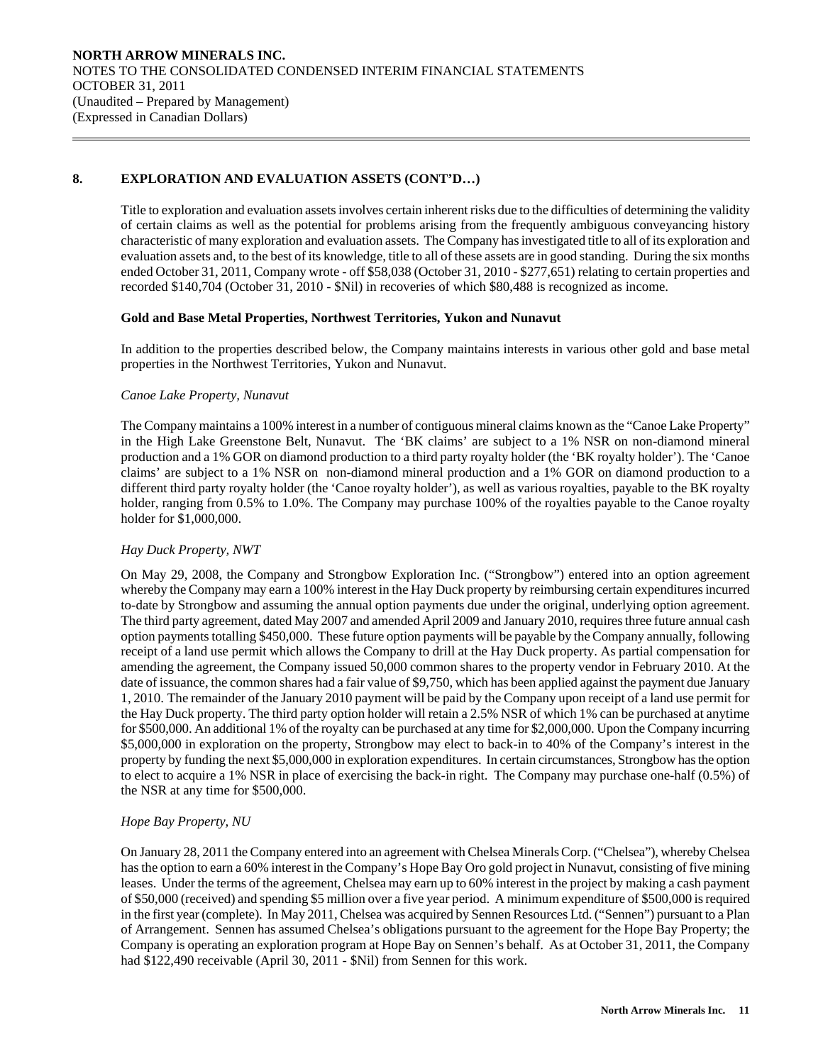## 8. EXPLORATION AND EVALUATION ASSETS (CONT'D…)

Title to exploration and evaluation assets involves certain inherent risks due to the difficulties of determining the validity of certain claims as well as the potential for problems arising from the frequently ambiguous conveyancing history characteristic of many exploration and evaluation assets. The Company has investigated title to all of its exploration and evaluation assets and, to the best of its knowledge, title to all of these assets are in good standing. During the six months ended October 31, 2011, Company wrote - off $58,038 (October 31, 2010 - $277,651) relating to certain properties and recorded $140,704 (October 31, 2010 - $Nil) in recoveries of which $80,488 is recognized as income.

### Gold and Base Metal Properties, Northwest Territories, Yukon and Nunavut

In addition to the properties described below, the Company maintains interests in various other gold and base metal properties in the Northwest Territories, Yukon and Nunavut.

*Canoe Lake Property, Nunavut*

The Company maintains a 100% interest in a number of contiguous mineral claims known as the "Canoe Lake Property" in the High Lake Greenstone Belt, Nunavut. The 'BK claims' are subject to a 1% NSR on non-diamond mineral production and a 1% GOR on diamond production to a third party royalty holder (the 'BK royalty holder'). The 'Canoe claims' are subject to a 1% NSR on non-diamond mineral production and a 1% GOR on diamond production to a different third party royalty holder (the 'Canoe royalty holder'), as well as various royalties, payable to the BK royalty holder, ranging from 0.5% to 1.0%. The Company may purchase 100% of the royalties payable to the Canoe royalty holder for $1,000,000.

*Hay Duck Property, NWT*

On May 29, 2008, the Company and Strongbow Exploration Inc. ("Strongbow") entered into an option agreement whereby the Company may earn a 100% interest in the Hay Duck property by reimbursing certain expenditures incurred to-date by Strongbow and assuming the annual option payments due under the original, underlying option agreement. The third party agreement, dated May 2007 and amended April 2009 and January 2010, requires three future annual cash option payments totalling $450,000. These future option payments will be payable by the Company annually, following receipt of a land use permit which allows the Company to drill at the Hay Duck property. As partial compensation for amending the agreement, the Company issued 50,000 common shares to the property vendor in February 2010. At the date of issuance, the common shares had a fair value of $9,750, which has been applied against the payment due January 1, 2010. The remainder of the January 2010 payment will be paid by the Company upon receipt of a land use permit for the Hay Duck property. The third party option holder will retain a 2.5% NSR of which 1% can be purchased at anytime for $500,000. An additional 1% of the royalty can be purchased at any time for $2,000,000. Upon the Company incurring $5,000,000 in exploration on the property, Strongbow may elect to back-in to 40% of the Company's interest in the property by funding the next $5,000,000 in exploration expenditures. In certain circumstances, Strongbow has the option to elect to acquire a 1% NSR in place of exercising the back-in right. The Company may purchase one-half (0.5%) of the NSR at any time for $500,000.

*Hope Bay Property, NU*

On January 28, 2011 the Company entered into an agreement with Chelsea Minerals Corp. ("Chelsea"), whereby Chelsea has the option to earn a 60% interest in the Company's Hope Bay Oro gold project in Nunavut, consisting of five mining leases. Under the terms of the agreement, Chelsea may earn up to 60% interest in the project by making a cash payment of $50,000 (received) and spending $5 million over a five year period. A minimum expenditure of $500,000 is required in the first year (complete). In May 2011, Chelsea was acquired by Sennen Resources Ltd. ("Sennen") pursuant to a Plan of Arrangement. Sennen has assumed Chelsea's obligations pursuant to the agreement for the Hope Bay Property; the Company is operating an exploration program at Hope Bay on Sennen's behalf. As at October 31, 2011, the Company had $122,490 receivable (April 30, 2011 - $Nil) from Sennen for this work.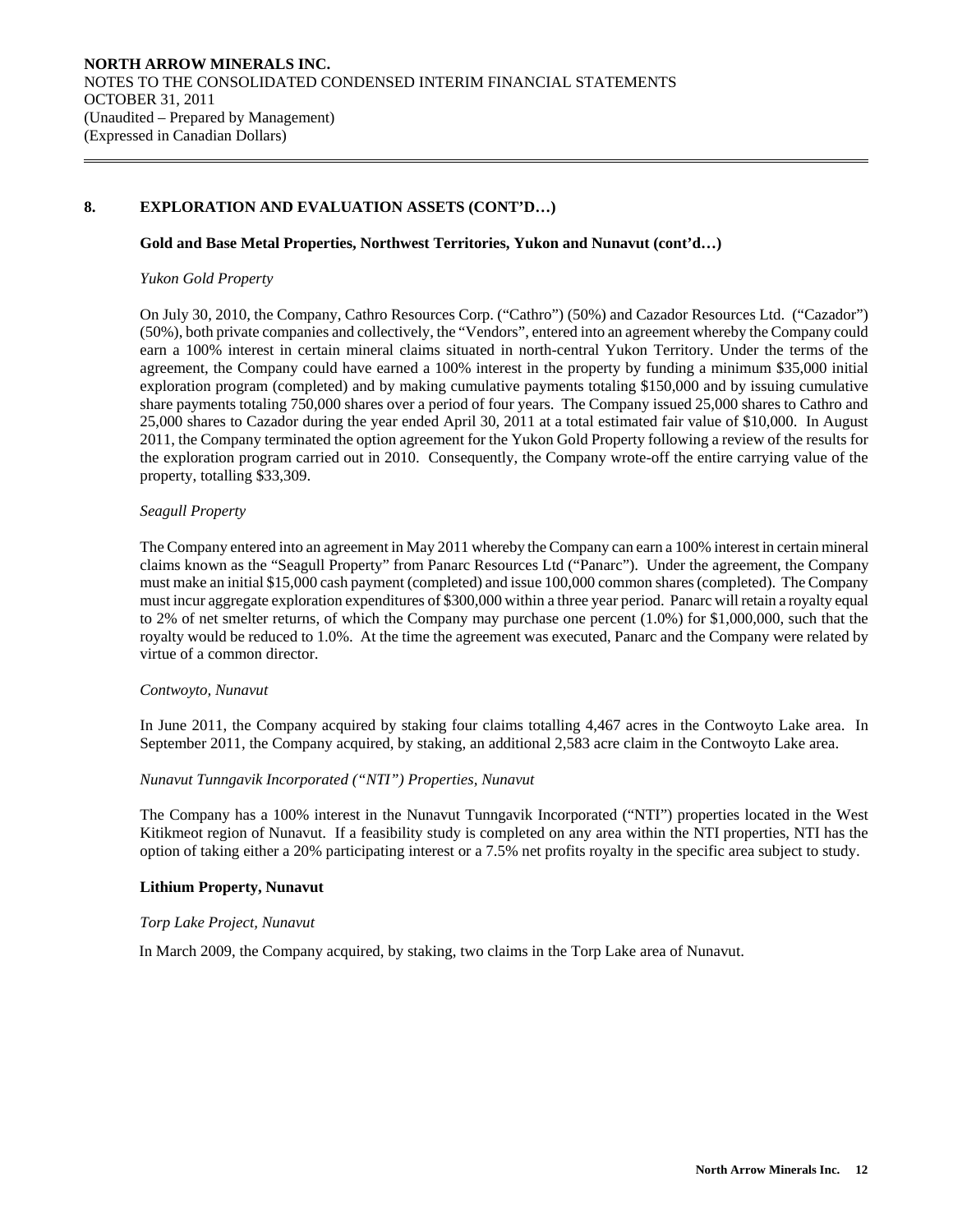## 8. EXPLORATION AND EVALUATION ASSETS (CONT'D…)

### Gold and Base Metal Properties, Northwest Territories, Yukon and Nunavut (cont'd…)

*Yukon Gold Property*

On July 30, 2010, the Company, Cathro Resources Corp. ("Cathro") (50%) and Cazador Resources Ltd. ("Cazador") (50%), both private companies and collectively, the "Vendors", entered into an agreement whereby the Company could earn a 100% interest in certain mineral claims situated in north-central Yukon Territory. Under the terms of the agreement, the Company could have earned a 100% interest in the property by funding a minimum $35,000 initial exploration program (completed) and by making cumulative payments totaling $150,000 and by issuing cumulative share payments totaling 750,000 shares over a period of four years. The Company issued 25,000 shares to Cathro and 25,000 shares to Cazador during the year ended April 30, 2011 at a total estimated fair value of $10,000. In August 2011, the Company terminated the option agreement for the Yukon Gold Property following a review of the results for the exploration program carried out in 2010. Consequently, the Company wrote-off the entire carrying value of the property, totalling $33,309.

*Seagull Property*

The Company entered into an agreement in May 2011 whereby the Company can earn a 100% interest in certain mineral claims known as the "Seagull Property" from Panarc Resources Ltd ("Panarc"). Under the agreement, the Company must make an initial $15,000 cash payment (completed) and issue 100,000 common shares (completed). The Company must incur aggregate exploration expenditures of $300,000 within a three year period. Panarc will retain a royalty equal to 2% of net smelter returns, of which the Company may purchase one percent (1.0%) for $1,000,000, such that the royalty would be reduced to 1.0%. At the time the agreement was executed, Panarc and the Company were related by virtue of a common director.

*Contwoyto, Nunavut*

In June 2011, the Company acquired by staking four claims totalling 4,467 acres in the Contwoyto Lake area. In September 2011, the Company acquired, by staking, an additional 2,583 acre claim in the Contwoyto Lake area.

*Nunavut Tunngavik Incorporated ("NTI") Properties, Nunavut*

The Company has a 100% interest in the Nunavut Tunngavik Incorporated ("NTI") properties located in the West Kitikmeot region of Nunavut. If a feasibility study is completed on any area within the NTI properties, NTI has the option of taking either a 20% participating interest or a 7.5% net profits royalty in the specific area subject to study.

### Lithium Property, Nunavut

*Torp Lake Project, Nunavut*

In March 2009, the Company acquired, by staking, two claims in the Torp Lake area of Nunavut.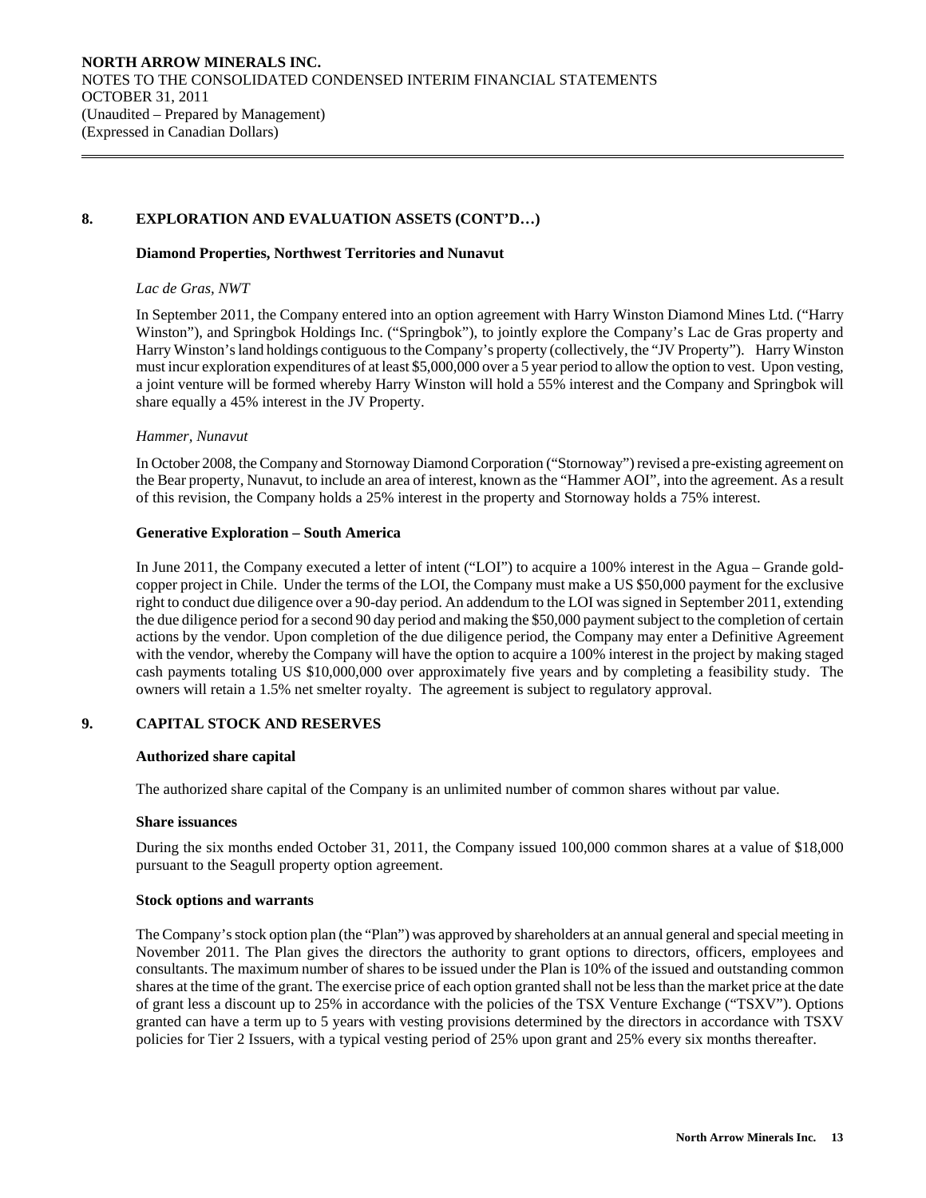## 8. EXPLORATION AND EVALUATION ASSETS (CONT'D…)

### Diamond Properties, Northwest Territories and Nunavut

*Lac de Gras, NWT*

In September 2011, the Company entered into an option agreement with Harry Winston Diamond Mines Ltd. ("Harry Winston"), and Springbok Holdings Inc. ("Springbok"), to jointly explore the Company's Lac de Gras property and Harry Winston's land holdings contiguous to the Company's property (collectively, the "JV Property"). Harry Winston must incur exploration expenditures of at least $5,000,000 over a 5 year period to allow the option to vest. Upon vesting, a joint venture will be formed whereby Harry Winston will hold a 55% interest and the Company and Springbok will share equally a 45% interest in the JV Property.

*Hammer, Nunavut*

In October 2008, the Company and Stornoway Diamond Corporation ("Stornoway") revised a pre-existing agreement on the Bear property, Nunavut, to include an area of interest, known as the "Hammer AOI", into the agreement. As a result of this revision, the Company holds a 25% interest in the property and Stornoway holds a 75% interest.

### Generative Exploration – South America

In June 2011, the Company executed a letter of intent ("LOI") to acquire a 100% interest in the Agua – Grande gold-copper project in Chile. Under the terms of the LOI, the Company must make a US $50,000 payment for the exclusive right to conduct due diligence over a 90-day period. An addendum to the LOI was signed in September 2011, extending the due diligence period for a second 90 day period and making the $50,000 payment subject to the completion of certain actions by the vendor. Upon completion of the due diligence period, the Company may enter a Definitive Agreement with the vendor, whereby the Company will have the option to acquire a 100% interest in the project by making staged cash payments totaling US $10,000,000 over approximately five years and by completing a feasibility study. The owners will retain a 1.5% net smelter royalty. The agreement is subject to regulatory approval.

## 9. CAPITAL STOCK AND RESERVES

### Authorized share capital

The authorized share capital of the Company is an unlimited number of common shares without par value.

### Share issuances

During the six months ended October 31, 2011, the Company issued 100,000 common shares at a value of $18,000 pursuant to the Seagull property option agreement.

### Stock options and warrants

The Company's stock option plan (the "Plan") was approved by shareholders at an annual general and special meeting in November 2011. The Plan gives the directors the authority to grant options to directors, officers, employees and consultants. The maximum number of shares to be issued under the Plan is 10% of the issued and outstanding common shares at the time of the grant. The exercise price of each option granted shall not be less than the market price at the date of grant less a discount up to 25% in accordance with the policies of the TSX Venture Exchange ("TSXV"). Options granted can have a term up to 5 years with vesting provisions determined by the directors in accordance with TSXV policies for Tier 2 Issuers, with a typical vesting period of 25% upon grant and 25% every six months thereafter.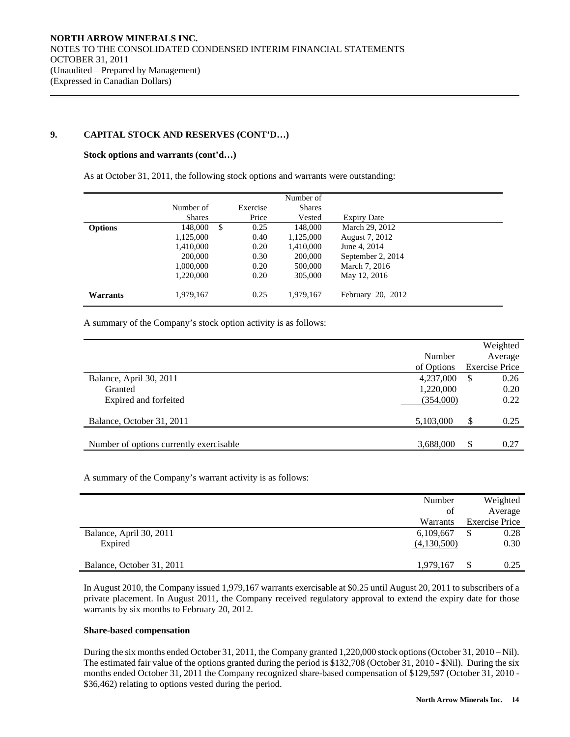NORTH ARROW MINERALS INC.
NOTES TO THE CONSOLIDATED CONDENSED INTERIM FINANCIAL STATEMENTS
OCTOBER 31, 2011
(Unaudited – Prepared by Management)
(Expressed in Canadian Dollars)

## 9. CAPITAL STOCK AND RESERVES (CONT'D…)

### Stock options and warrants (cont'd…)

As at October 31, 2011, the following stock options and warrants were outstanding:

| | Number of Shares | Exercise Price | Number of Shares Vested | Expiry Date |
|---|---|---|---|---|
| **Options** | 148,000 | $ 0.25 | 148,000 | March 29, 2012 |
| | 1,125,000 | 0.40 | 1,125,000 | August 7, 2012 |
| | 1,410,000 | 0.20 | 1,410,000 | June 4, 2014 |
| | 200,000 | 0.30 | 200,000 | September 2, 2014 |
| | 1,000,000 | 0.20 | 500,000 | March 7, 2016 |
| | 1,220,000 | 0.20 | 305,000 | May 12, 2016 |
| **Warrants** | 1,979,167 | 0.25 | 1,979,167 | February 20, 2012 |

A summary of the Company's stock option activity is as follows:

| | Number of Options | Weighted Average Exercise Price |
|---|---|---|
| Balance, April 30, 2011 | 4,237,000 | $ 0.26 |
| Granted | 1,220,000 | 0.20 |
| Expired and forfeited | (354,000) | 0.22 |
| Balance, October 31, 2011 | 5,103,000 | $ 0.25 |
| Number of options currently exercisable | 3,688,000 | $ 0.27 |

A summary of the Company's warrant activity is as follows:

| | Number of Warrants | Weighted Average Exercise Price |
|---|---|---|
| Balance, April 30, 2011 | 6,109,667 | $ 0.28 |
| Expired | (4,130,500) | 0.30 |
| Balance, October 31, 2011 | 1,979,167 | $ 0.25 |

In August 2010, the Company issued 1,979,167 warrants exercisable at $0.25 until August 20, 2011 to subscribers of a private placement. In August 2011, the Company received regulatory approval to extend the expiry date for those warrants by six months to February 20, 2012.

### Share-based compensation

During the six months ended October 31, 2011, the Company granted 1,220,000 stock options (October 31, 2010 – Nil). The estimated fair value of the options granted during the period is $132,708 (October 31, 2010 - $Nil). During the six months ended October 31, 2011 the Company recognized share-based compensation of $129,597 (October 31, 2010 - $36,462) relating to options vested during the period.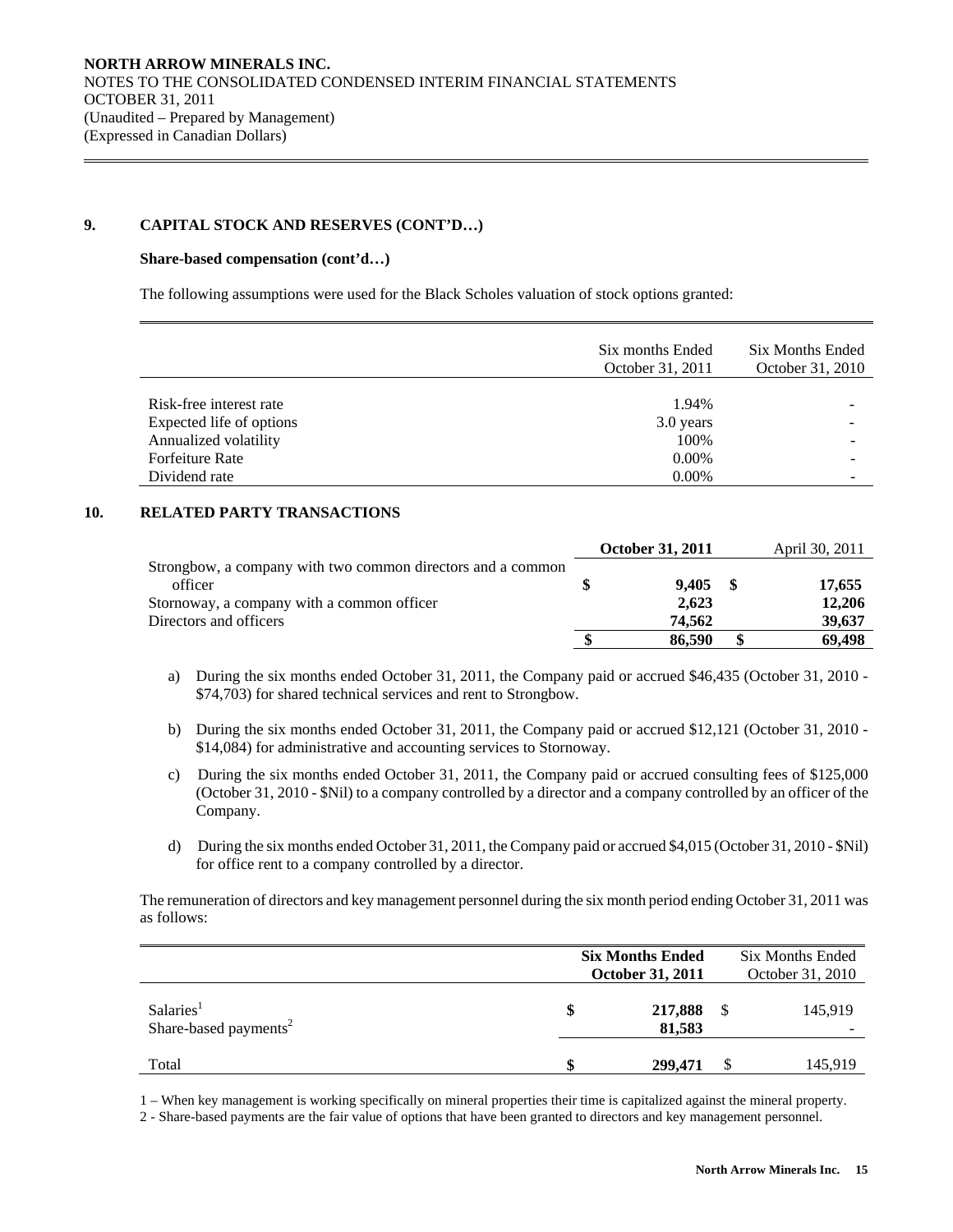## 9. CAPITAL STOCK AND RESERVES (CONT'D…)

**Share-based compensation (cont'd…)**

The following assumptions were used for the Black Scholes valuation of stock options granted:

| | Six months Ended October 31, 2011 | Six Months Ended October 31, 2010 |
|---|---|---|
| Risk-free interest rate | 1.94% | - |
| Expected life of options | 3.0 years | - |
| Annualized volatility | 100% | - |
| Forfeiture Rate | 0.00% | - |
| Dividend rate | 0.00% | - |

## 10. RELATED PARTY TRANSACTIONS

| | **October 31, 2011** | April 30, 2011 |
|---|---|---|
| Strongbow, a company with two common directors and a common officer | **$ 9,405** | $ 17,655 |
| Stornoway, a company with a common officer | **2,623** | 12,206 |
| Directors and officers | **74,562** | 39,637 |
| | **$ 86,590** | **$ 69,498** |

a) During the six months ended October 31, 2011, the Company paid or accrued $46,435 (October 31, 2010 - $74,703) for shared technical services and rent to Strongbow.

b) During the six months ended October 31, 2011, the Company paid or accrued $12,121 (October 31, 2010 - $14,084) for administrative and accounting services to Stornoway.

c) During the six months ended October 31, 2011, the Company paid or accrued consulting fees of $125,000 (October 31, 2010 - $Nil) to a company controlled by a director and a company controlled by an officer of the Company.

d) During the six months ended October 31, 2011, the Company paid or accrued $4,015 (October 31, 2010 - $Nil) for office rent to a company controlled by a director.

The remuneration of directors and key management personnel during the six month period ending October 31, 2011 was as follows:

| | **Six Months Ended October 31, 2011** | Six Months Ended October 31, 2010 |
|---|---|---|
| Salaries[1] | **$ 217,888** | $ 145,919 |
| Share-based payments[2] | **81,583** | - |
| Total | **$ 299,471** | $ 145,919 |

1 – When key management is working specifically on mineral properties their time is capitalized against the mineral property.

2 - Share-based payments are the fair value of options that have been granted to directors and key management personnel.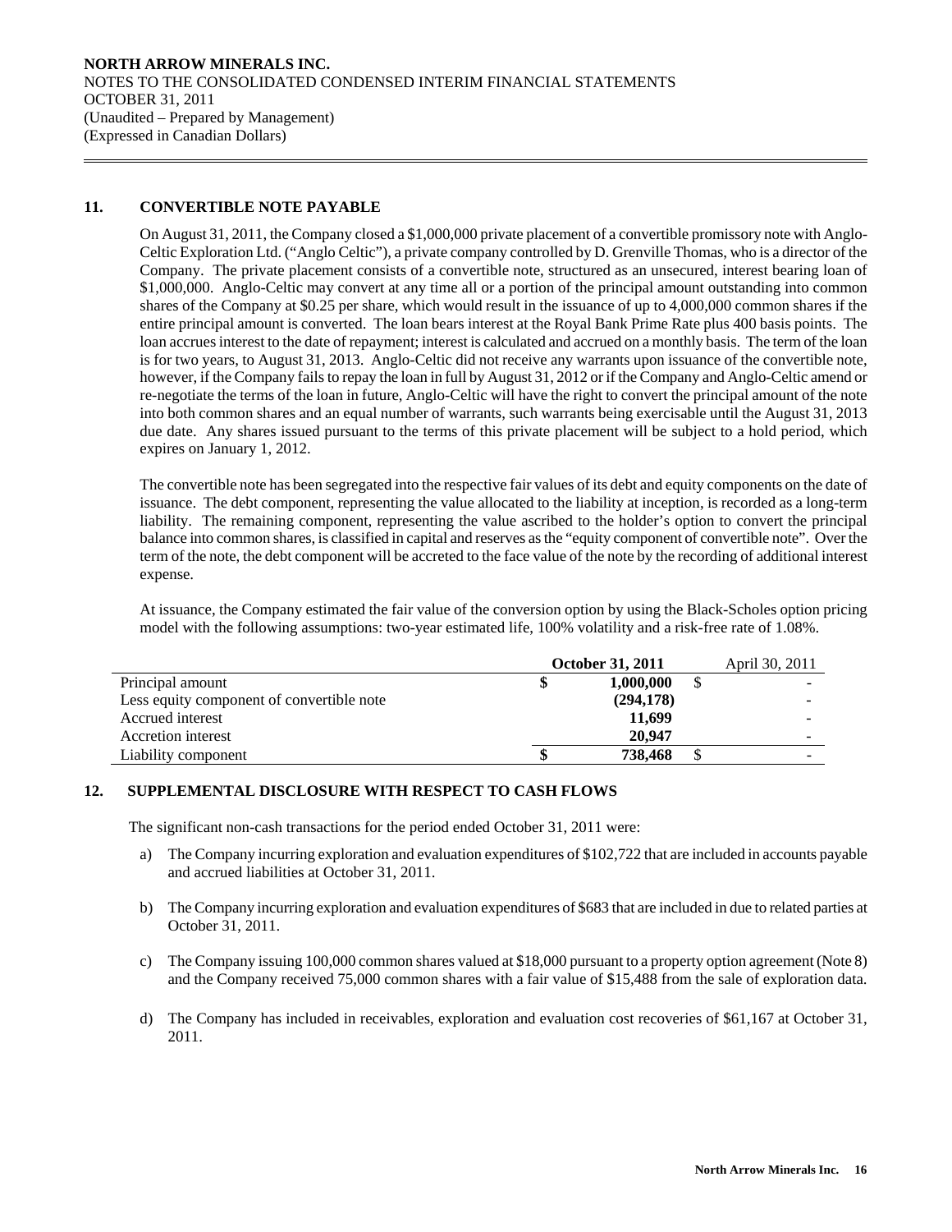## 11. CONVERTIBLE NOTE PAYABLE

On August 31, 2011, the Company closed a $1,000,000 private placement of a convertible promissory note with Anglo-Celtic Exploration Ltd. ("Anglo Celtic"), a private company controlled by D. Grenville Thomas, who is a director of the Company. The private placement consists of a convertible note, structured as an unsecured, interest bearing loan of $1,000,000. Anglo-Celtic may convert at any time all or a portion of the principal amount outstanding into common shares of the Company at $0.25 per share, which would result in the issuance of up to 4,000,000 common shares if the entire principal amount is converted. The loan bears interest at the Royal Bank Prime Rate plus 400 basis points. The loan accrues interest to the date of repayment; interest is calculated and accrued on a monthly basis. The term of the loan is for two years, to August 31, 2013. Anglo-Celtic did not receive any warrants upon issuance of the convertible note, however, if the Company fails to repay the loan in full by August 31, 2012 or if the Company and Anglo-Celtic amend or re-negotiate the terms of the loan in future, Anglo-Celtic will have the right to convert the principal amount of the note into both common shares and an equal number of warrants, such warrants being exercisable until the August 31, 2013 due date. Any shares issued pursuant to the terms of this private placement will be subject to a hold period, which expires on January 1, 2012.

The convertible note has been segregated into the respective fair values of its debt and equity components on the date of issuance. The debt component, representing the value allocated to the liability at inception, is recorded as a long-term liability. The remaining component, representing the value ascribed to the holder's option to convert the principal balance into common shares, is classified in capital and reserves as the "equity component of convertible note". Over the term of the note, the debt component will be accreted to the face value of the note by the recording of additional interest expense.

At issuance, the Company estimated the fair value of the conversion option by using the Black-Scholes option pricing model with the following assumptions: two-year estimated life, 100% volatility and a risk-free rate of 1.08%.

| | **October 31, 2011** | April 30, 2011 |
|---|---|---|
| Principal amount | $ **1,000,000** | $ - |
| Less equity component of convertible note | **(294,178)** | - |
| Accrued interest | **11,699** | - |
| Accretion interest | **20,947** | - |
| Liability component | $ **738,468** | $ - |

## 12. SUPPLEMENTAL DISCLOSURE WITH RESPECT TO CASH FLOWS

The significant non-cash transactions for the period ended October 31, 2011 were:

a) The Company incurring exploration and evaluation expenditures of $102,722 that are included in accounts payable and accrued liabilities at October 31, 2011.

b) The Company incurring exploration and evaluation expenditures of $683 that are included in due to related parties at October 31, 2011.

c) The Company issuing 100,000 common shares valued at $18,000 pursuant to a property option agreement (Note 8) and the Company received 75,000 common shares with a fair value of $15,488 from the sale of exploration data.

d) The Company has included in receivables, exploration and evaluation cost recoveries of $61,167 at October 31, 2011.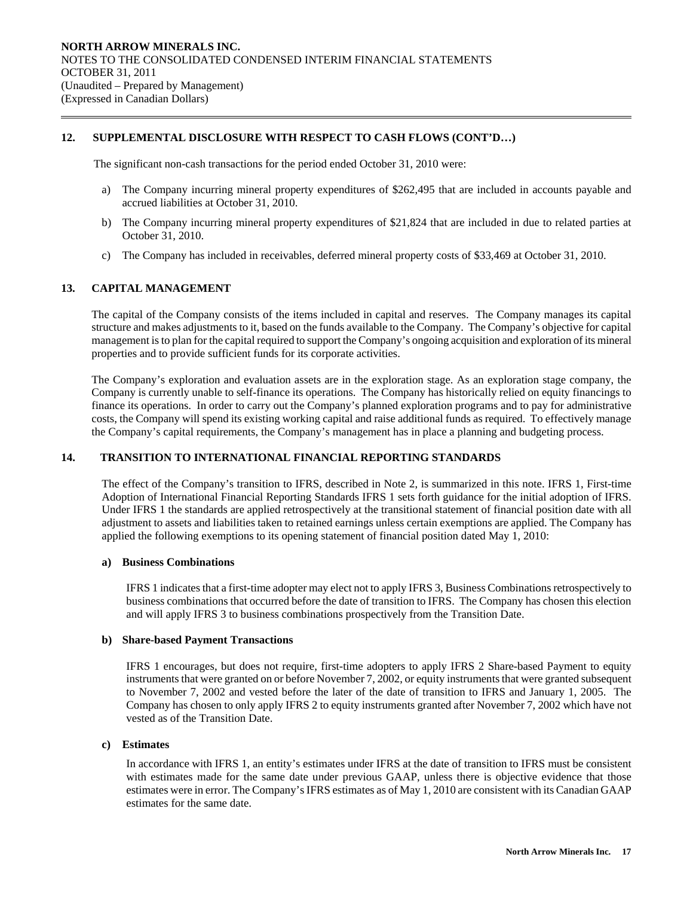## 12. SUPPLEMENTAL DISCLOSURE WITH RESPECT TO CASH FLOWS (CONT'D…)

The significant non-cash transactions for the period ended October 31, 2010 were:

a) The Company incurring mineral property expenditures of $262,495 that are included in accounts payable and accrued liabilities at October 31, 2010.

b) The Company incurring mineral property expenditures of $21,824 that are included in due to related parties at October 31, 2010.

c) The Company has included in receivables, deferred mineral property costs of $33,469 at October 31, 2010.

## 13. CAPITAL MANAGEMENT

The capital of the Company consists of the items included in capital and reserves. The Company manages its capital structure and makes adjustments to it, based on the funds available to the Company. The Company's objective for capital management is to plan for the capital required to support the Company's ongoing acquisition and exploration of its mineral properties and to provide sufficient funds for its corporate activities.

The Company's exploration and evaluation assets are in the exploration stage. As an exploration stage company, the Company is currently unable to self-finance its operations. The Company has historically relied on equity financings to finance its operations. In order to carry out the Company's planned exploration programs and to pay for administrative costs, the Company will spend its existing working capital and raise additional funds as required. To effectively manage the Company's capital requirements, the Company's management has in place a planning and budgeting process.

## 14. TRANSITION TO INTERNATIONAL FINANCIAL REPORTING STANDARDS

The effect of the Company's transition to IFRS, described in Note 2, is summarized in this note. IFRS 1, First-time Adoption of International Financial Reporting Standards IFRS 1 sets forth guidance for the initial adoption of IFRS. Under IFRS 1 the standards are applied retrospectively at the transitional statement of financial position date with all adjustment to assets and liabilities taken to retained earnings unless certain exemptions are applied. The Company has applied the following exemptions to its opening statement of financial position dated May 1, 2010:

### a) Business Combinations

IFRS 1 indicates that a first-time adopter may elect not to apply IFRS 3, Business Combinations retrospectively to business combinations that occurred before the date of transition to IFRS. The Company has chosen this election and will apply IFRS 3 to business combinations prospectively from the Transition Date.

### b) Share-based Payment Transactions

IFRS 1 encourages, but does not require, first-time adopters to apply IFRS 2 Share-based Payment to equity instruments that were granted on or before November 7, 2002, or equity instruments that were granted subsequent to November 7, 2002 and vested before the later of the date of transition to IFRS and January 1, 2005. The Company has chosen to only apply IFRS 2 to equity instruments granted after November 7, 2002 which have not vested as of the Transition Date.

### c) Estimates

In accordance with IFRS 1, an entity's estimates under IFRS at the date of transition to IFRS must be consistent with estimates made for the same date under previous GAAP, unless there is objective evidence that those estimates were in error. The Company's IFRS estimates as of May 1, 2010 are consistent with its Canadian GAAP estimates for the same date.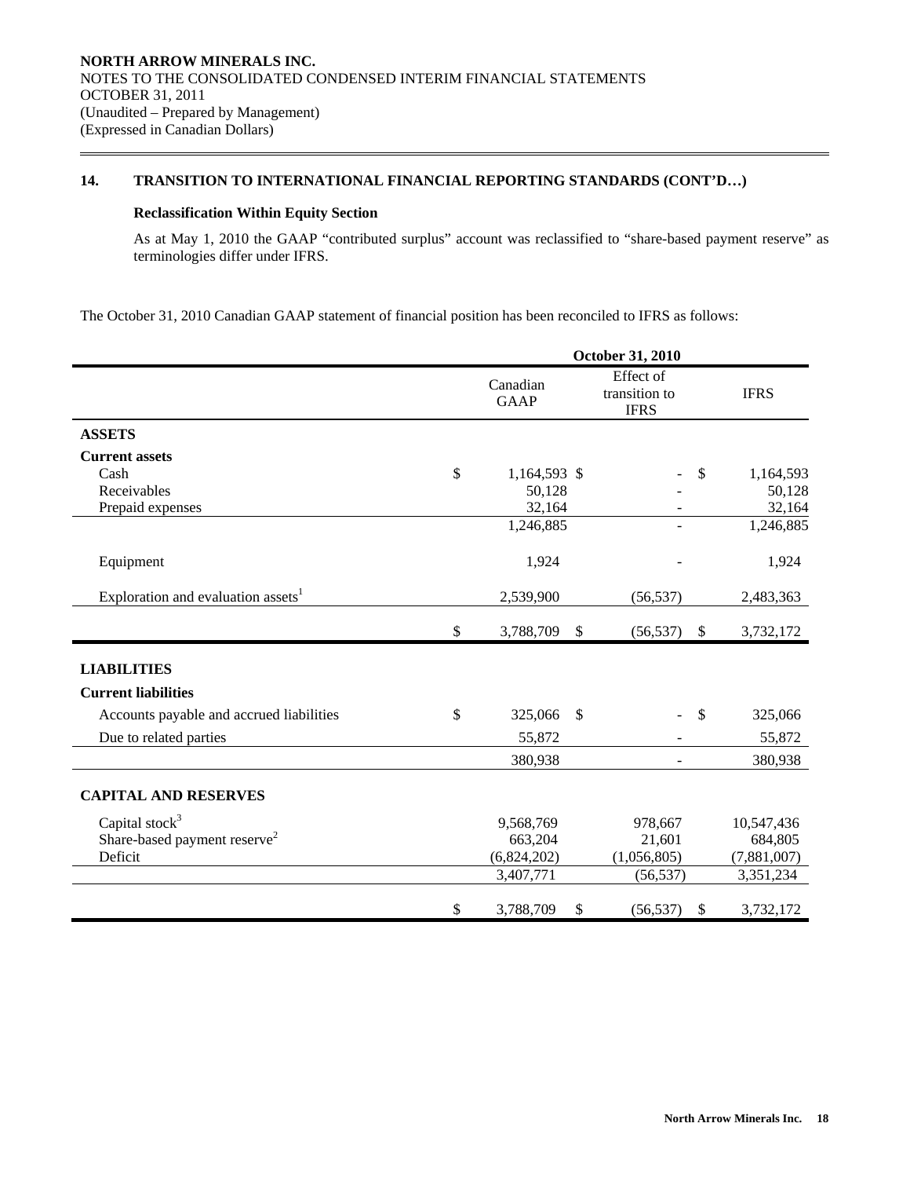## 14. TRANSITION TO INTERNATIONAL FINANCIAL REPORTING STANDARDS (CONT'D…)

### Reclassification Within Equity Section

As at May 1, 2010 the GAAP "contributed surplus" account was reclassified to "share-based payment reserve" as terminologies differ under IFRS.

The October 31, 2010 Canadian GAAP statement of financial position has been reconciled to IFRS as follows:

| | October 31, 2010 | | |
|---|---|---|---|
| | Canadian GAAP | Effect of transition to IFRS | IFRS |
| **ASSETS** | | | |
| **Current assets** | | | |
| Cash | $ 1,164,593 | $ - | $ 1,164,593 |
| Receivables | 50,128 | - | 50,128 |
| Prepaid expenses | 32,164 | - | 32,164 |
| | 1,246,885 | - | 1,246,885 |
| Equipment | 1,924 | - | 1,924 |
| Exploration and evaluation assets[1] | 2,539,900 | (56,537) | 2,483,363 |
| | $ 3,788,709 | $ (56,537) | $ 3,732,172 |
| **LIABILITIES** | | | |
| **Current liabilities** | | | |
| Accounts payable and accrued liabilities | $ 325,066 | $ - | $ 325,066 |
| Due to related parties | 55,872 | - | 55,872 |
| | 380,938 | - | 380,938 |
| **CAPITAL AND RESERVES** | | | |
| Capital stock[3] | 9,568,769 | 978,667 | 10,547,436 |
| Share-based payment reserve[2] | 663,204 | 21,601 | 684,805 |
| Deficit | (6,824,202) | (1,056,805) | (7,881,007) |
| | 3,407,771 | (56,537) | 3,351,234 |
| | $ 3,788,709 | $ (56,537) | $ 3,732,172 |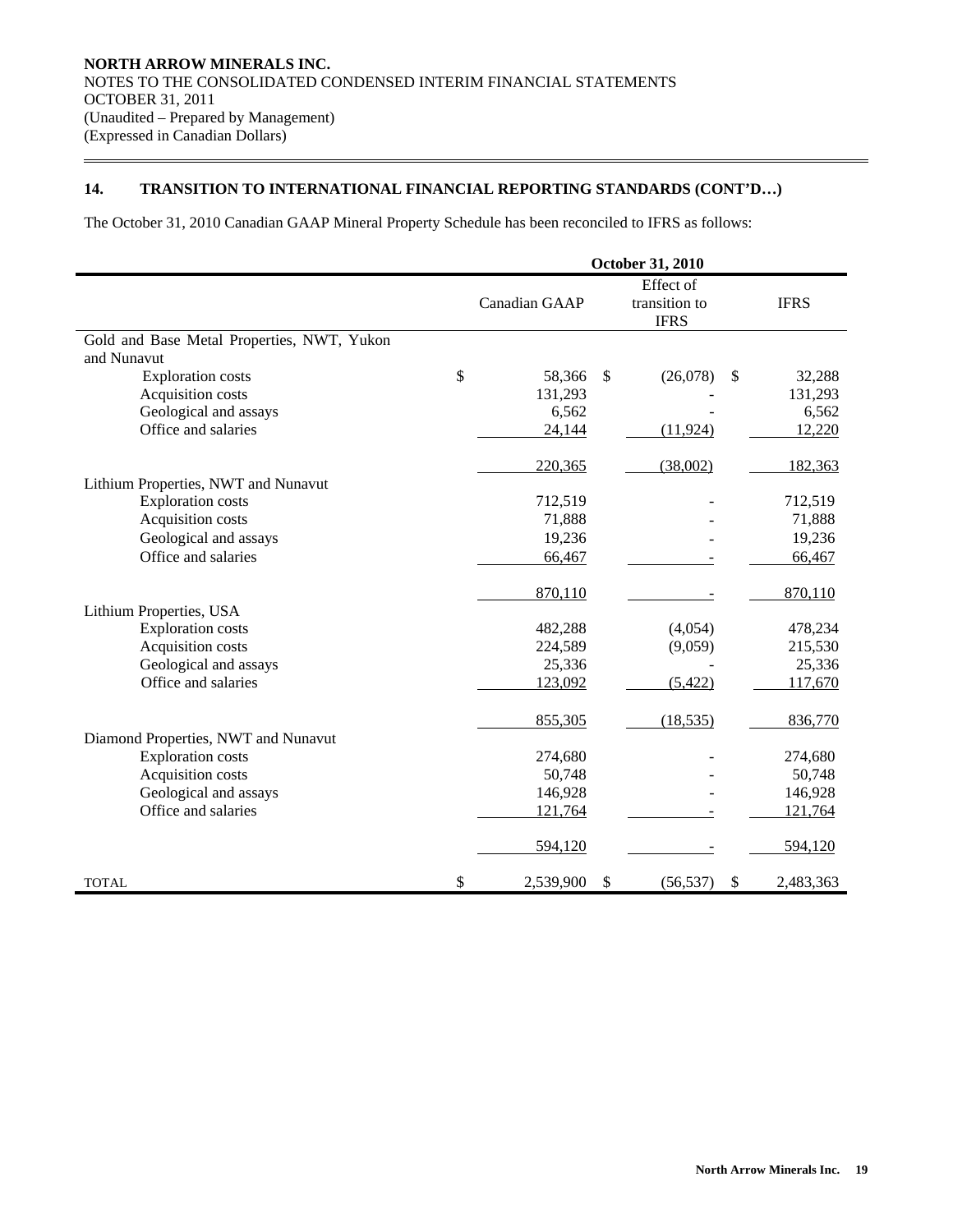**NORTH ARROW MINERALS INC.**
NOTES TO THE CONSOLIDATED CONDENSED INTERIM FINANCIAL STATEMENTS
OCTOBER 31, 2011
(Unaudited – Prepared by Management)
(Expressed in Canadian Dollars)

## 14. TRANSITION TO INTERNATIONAL FINANCIAL REPORTING STANDARDS (CONT'D…)

The October 31, 2010 Canadian GAAP Mineral Property Schedule has been reconciled to IFRS as follows:

| | October 31, 2010 | | |
|---|---|---|---|
| | Canadian GAAP | Effect of transition to IFRS | IFRS |
| Gold and Base Metal Properties, NWT, Yukon and Nunavut | | | |
| Exploration costs | $ 58,366 | $ (26,078) | $ 32,288 |
| Acquisition costs | 131,293 | - | 131,293 |
| Geological and assays | 6,562 | - | 6,562 |
| Office and salaries | 24,144 | (11,924) | 12,220 |
| | 220,365 | (38,002) | 182,363 |
| Lithium Properties, NWT and Nunavut | | | |
| Exploration costs | 712,519 | - | 712,519 |
| Acquisition costs | 71,888 | - | 71,888 |
| Geological and assays | 19,236 | - | 19,236 |
| Office and salaries | 66,467 | - | 66,467 |
| | 870,110 | - | 870,110 |
| Lithium Properties, USA | | | |
| Exploration costs | 482,288 | (4,054) | 478,234 |
| Acquisition costs | 224,589 | (9,059) | 215,530 |
| Geological and assays | 25,336 | - | 25,336 |
| Office and salaries | 123,092 | (5,422) | 117,670 |
| | 855,305 | (18,535) | 836,770 |
| Diamond Properties, NWT and Nunavut | | | |
| Exploration costs | 274,680 | - | 274,680 |
| Acquisition costs | 50,748 | - | 50,748 |
| Geological and assays | 146,928 | - | 146,928 |
| Office and salaries | 121,764 | - | 121,764 |
| | 594,120 | - | 594,120 |
| TOTAL | $ 2,539,900 | $ (56,537) | $ 2,483,363 |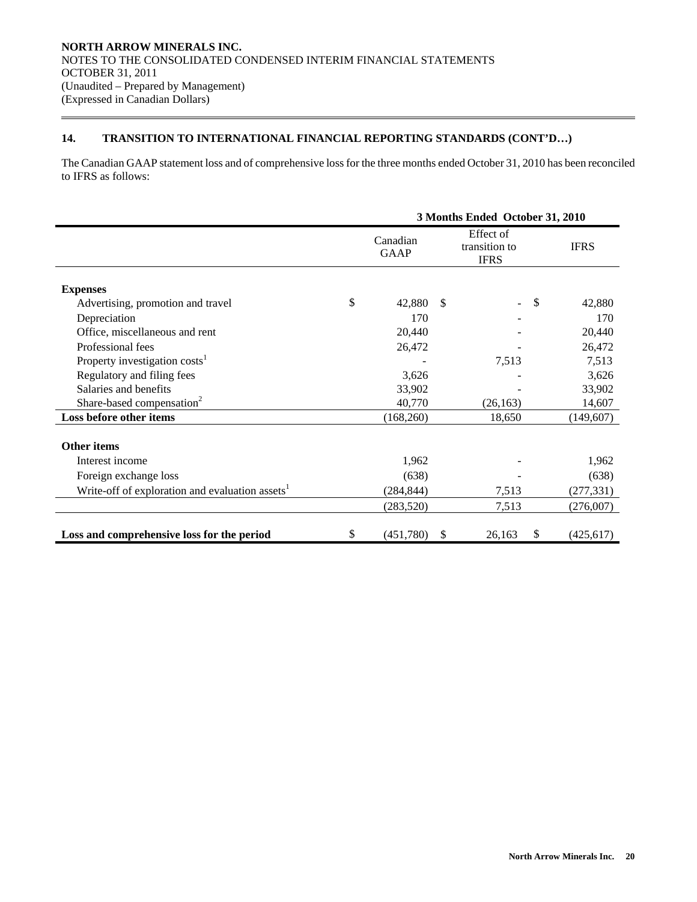## 14. TRANSITION TO INTERNATIONAL FINANCIAL REPORTING STANDARDS (CONT'D…)

The Canadian GAAP statement loss and of comprehensive loss for the three months ended October 31, 2010 has been reconciled to IFRS as follows:

| | 3 Months Ended October 31, 2010 | | |
|---|---|---|---|
| | Canadian GAAP | Effect of transition to IFRS | IFRS |
| **Expenses** | | | |
| Advertising, promotion and travel | $ 42,880 | $ - | $ 42,880 |
| Depreciation | 170 | - | 170 |
| Office, miscellaneous and rent | 20,440 | - | 20,440 |
| Professional fees | 26,472 | - | 26,472 |
| Property investigation costs[1] | - | 7,513 | 7,513 |
| Regulatory and filing fees | 3,626 | - | 3,626 |
| Salaries and benefits | 33,902 | - | 33,902 |
| Share-based compensation[2] | 40,770 | (26,163) | 14,607 |
| **Loss before other items** | (168,260) | 18,650 | (149,607) |
| **Other items** | | | |
| Interest income | 1,962 | - | 1,962 |
| Foreign exchange loss | (638) | - | (638) |
| Write-off of exploration and evaluation assets[1] | (284,844) | 7,513 | (277,331) |
| | (283,520) | 7,513 | (276,007) |
| **Loss and comprehensive loss for the period** | $ (451,780) | $ 26,163 | $ (425,617) |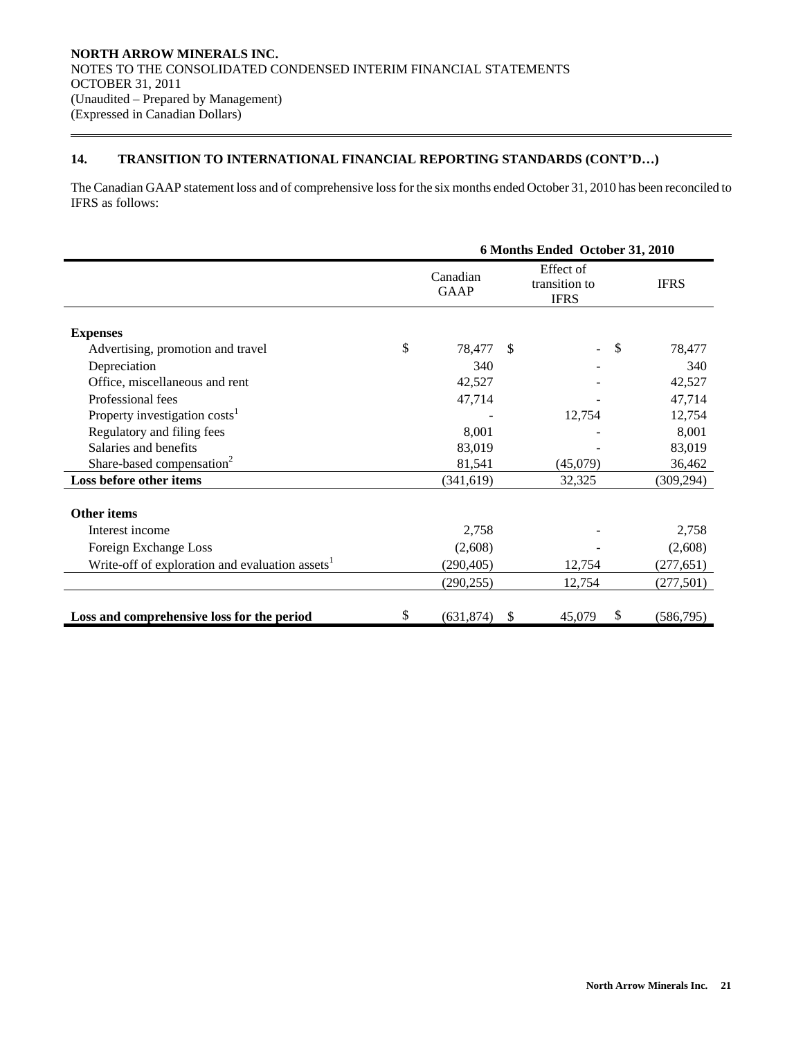**NORTH ARROW MINERALS INC.**
NOTES TO THE CONSOLIDATED CONDENSED INTERIM FINANCIAL STATEMENTS
OCTOBER 31, 2011
(Unaudited – Prepared by Management)
(Expressed in Canadian Dollars)

## 14. TRANSITION TO INTERNATIONAL FINANCIAL REPORTING STANDARDS (CONT'D…)

The Canadian GAAP statement loss and of comprehensive loss for the six months ended October 31, 2010 has been reconciled to IFRS as follows:

| | 6 Months Ended October 31, 2010 | | |
|---|---|---|---|
| | Canadian GAAP | Effect of transition to IFRS | IFRS |
| **Expenses** | | | |
| Advertising, promotion and travel | $ 78,477 | $ - | $ 78,477 |
| Depreciation | 340 | - | 340 |
| Office, miscellaneous and rent | 42,527 | - | 42,527 |
| Professional fees | 47,714 | - | 47,714 |
| Property investigation costs[1] | - | 12,754 | 12,754 |
| Regulatory and filing fees | 8,001 | - | 8,001 |
| Salaries and benefits | 83,019 | - | 83,019 |
| Share-based compensation[2] | 81,541 | (45,079) | 36,462 |
| **Loss before other items** | (341,619) | 32,325 | (309,294) |
| **Other items** | | | |
| Interest income | 2,758 | - | 2,758 |
| Foreign Exchange Loss | (2,608) | - | (2,608) |
| Write-off of exploration and evaluation assets[1] | (290,405) | 12,754 | (277,651) |
| | (290,255) | 12,754 | (277,501) |
| **Loss and comprehensive loss for the period** | $ (631,874) | $ 45,079 | $ (586,795) |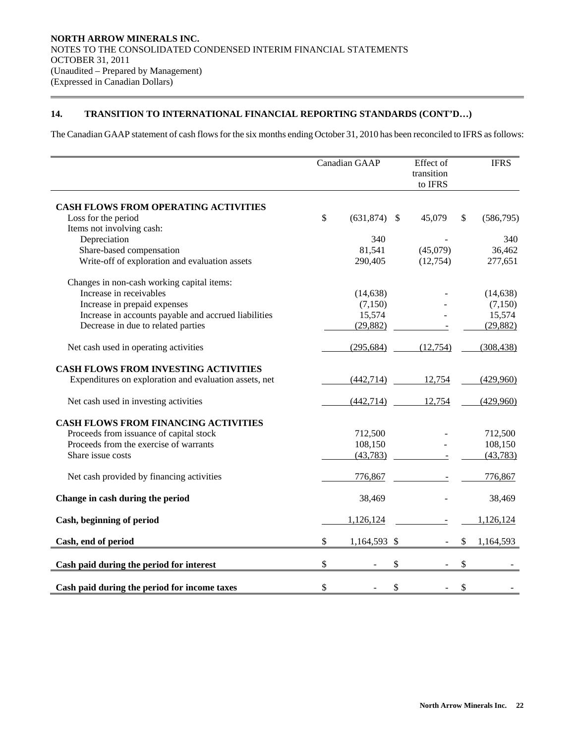## 14. TRANSITION TO INTERNATIONAL FINANCIAL REPORTING STANDARDS (CONT'D…)

The Canadian GAAP statement of cash flows for the six months ending October 31, 2010 has been reconciled to IFRS as follows:

| | Canadian GAAP | Effect of transition to IFRS | IFRS |
|---|---|---|---|
| **CASH FLOWS FROM OPERATING ACTIVITIES** | | | |
| Loss for the period | $ (631,874) | $ 45,079 | $ (586,795) |
| Items not involving cash: | | | |
| Depreciation | 340 | - | 340 |
| Share-based compensation | 81,541 | (45,079) | 36,462 |
| Write-off of exploration and evaluation assets | 290,405 | (12,754) | 277,651 |
| Changes in non-cash working capital items: | | | |
| Increase in receivables | (14,638) | - | (14,638) |
| Increase in prepaid expenses | (7,150) | - | (7,150) |
| Increase in accounts payable and accrued liabilities | 15,574 | - | 15,574 |
| Decrease in due to related parties | (29,882) | - | (29,882) |
| Net cash used in operating activities | (295,684) | (12,754) | (308,438) |
| **CASH FLOWS FROM INVESTING ACTIVITIES** | | | |
| Expenditures on exploration and evaluation assets, net | (442,714) | 12,754 | (429,960) |
| Net cash used in investing activities | (442,714) | 12,754 | (429,960) |
| **CASH FLOWS FROM FINANCING ACTIVITIES** | | | |
| Proceeds from issuance of capital stock | 712,500 | - | 712,500 |
| Proceeds from the exercise of warrants | 108,150 | - | 108,150 |
| Share issue costs | (43,783) | - | (43,783) |
| Net cash provided by financing activities | 776,867 | - | 776,867 |
| **Change in cash during the period** | 38,469 | - | 38,469 |
| **Cash, beginning of period** | 1,126,124 | - | 1,126,124 |
| **Cash, end of period** | $ 1,164,593 | $ - | $ 1,164,593 |
| **Cash paid during the period for interest** | $ - | $ - | $ - |
| **Cash paid during the period for income taxes** | $ - | $ - | $ - |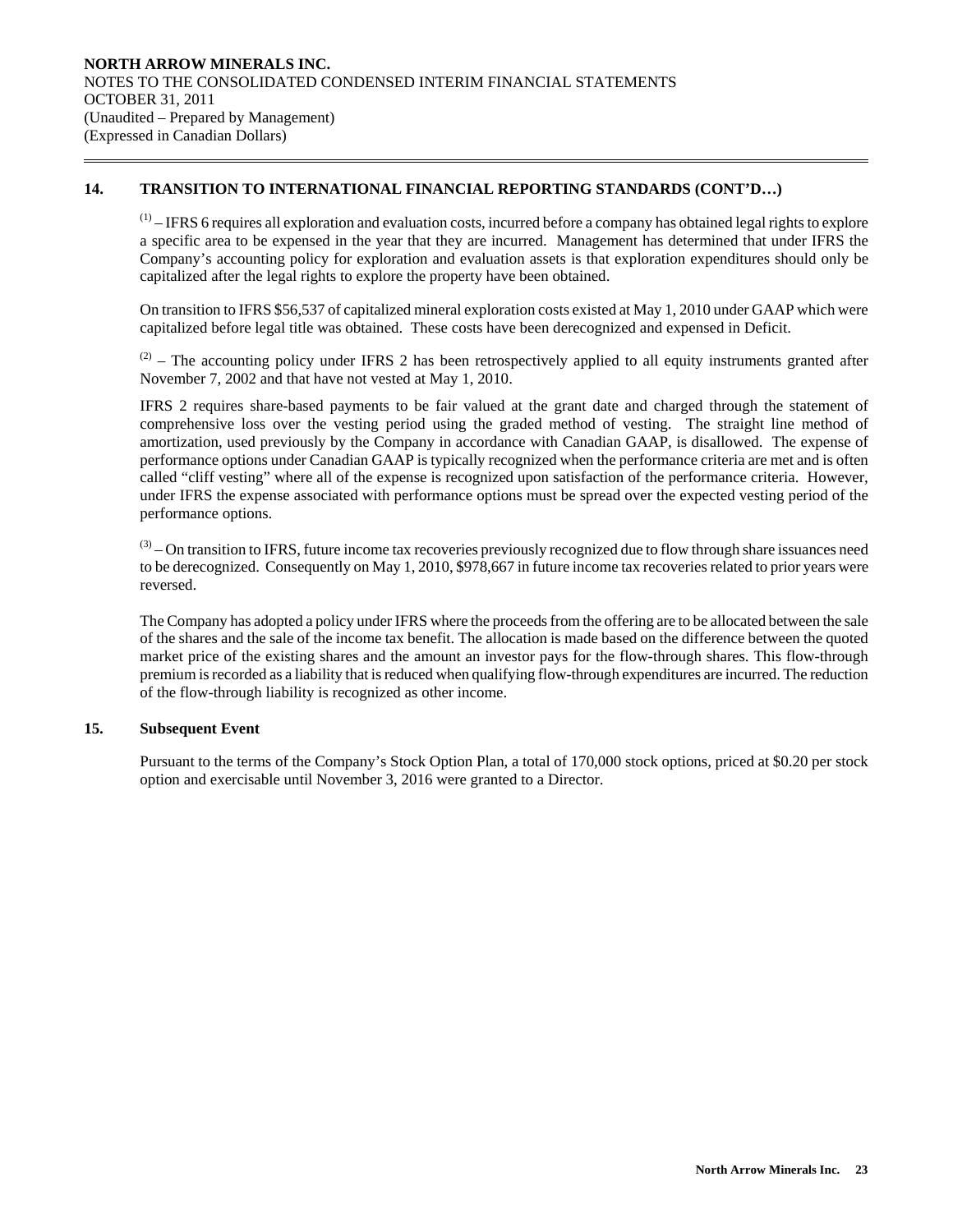## 14. TRANSITION TO INTERNATIONAL FINANCIAL REPORTING STANDARDS (CONT'D…)

[1] – IFRS 6 requires all exploration and evaluation costs, incurred before a company has obtained legal rights to explore a specific area to be expensed in the year that they are incurred. Management has determined that under IFRS the Company's accounting policy for exploration and evaluation assets is that exploration expenditures should only be capitalized after the legal rights to explore the property have been obtained.

On transition to IFRS $56,537 of capitalized mineral exploration costs existed at May 1, 2010 under GAAP which were capitalized before legal title was obtained. These costs have been derecognized and expensed in Deficit.

[2] – The accounting policy under IFRS 2 has been retrospectively applied to all equity instruments granted after November 7, 2002 and that have not vested at May 1, 2010.

IFRS 2 requires share-based payments to be fair valued at the grant date and charged through the statement of comprehensive loss over the vesting period using the graded method of vesting. The straight line method of amortization, used previously by the Company in accordance with Canadian GAAP, is disallowed. The expense of performance options under Canadian GAAP is typically recognized when the performance criteria are met and is often called "cliff vesting" where all of the expense is recognized upon satisfaction of the performance criteria. However, under IFRS the expense associated with performance options must be spread over the expected vesting period of the performance options.

[3] – On transition to IFRS, future income tax recoveries previously recognized due to flow through share issuances need to be derecognized. Consequently on May 1, 2010, $978,667 in future income tax recoveries related to prior years were reversed.

The Company has adopted a policy under IFRS where the proceeds from the offering are to be allocated between the sale of the shares and the sale of the income tax benefit. The allocation is made based on the difference between the quoted market price of the existing shares and the amount an investor pays for the flow-through shares. This flow-through premium is recorded as a liability that is reduced when qualifying flow-through expenditures are incurred. The reduction of the flow-through liability is recognized as other income.

## 15. Subsequent Event

Pursuant to the terms of the Company's Stock Option Plan, a total of 170,000 stock options, priced at $0.20 per stock option and exercisable until November 3, 2016 were granted to a Director.